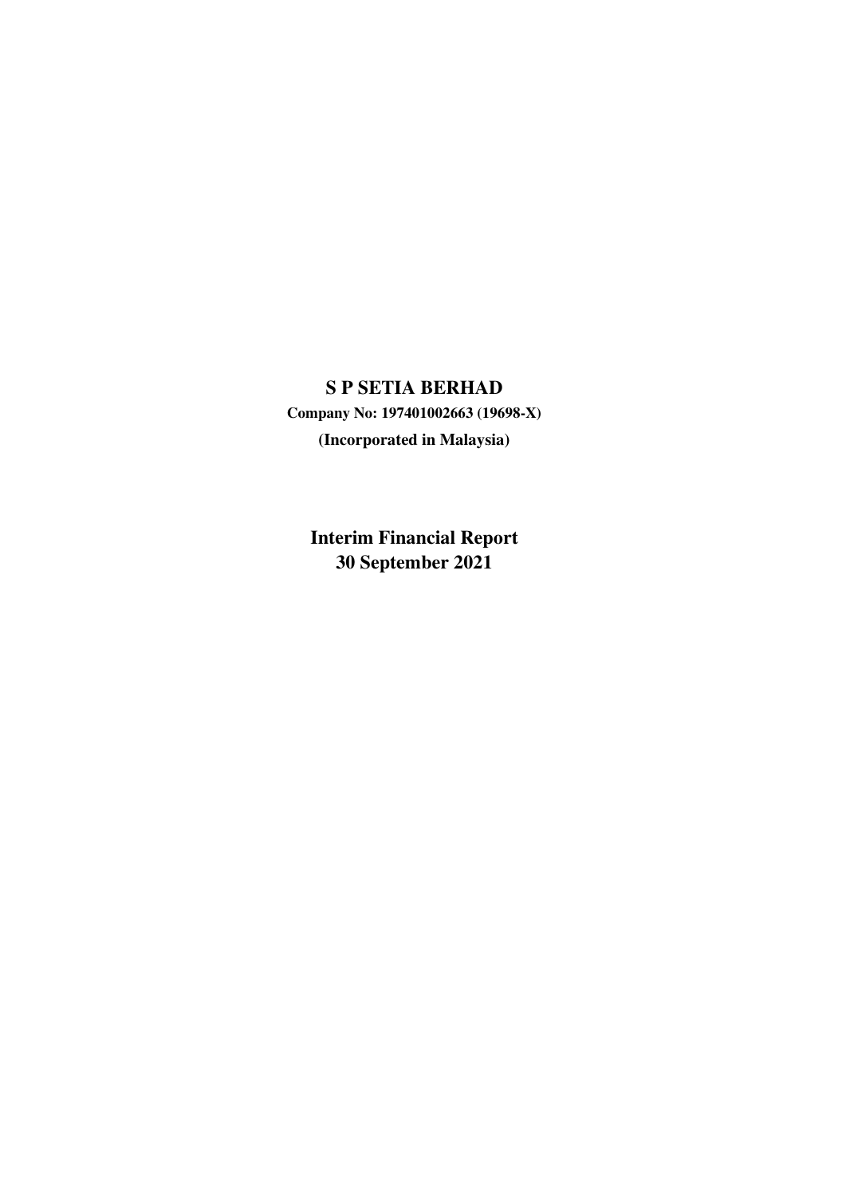# S P SETIA BERHAD

**Company No: 197401002663 (19698-X)**

**(Incorporated in Malaysia)**

## Interim Financial Report
## 30 September 2021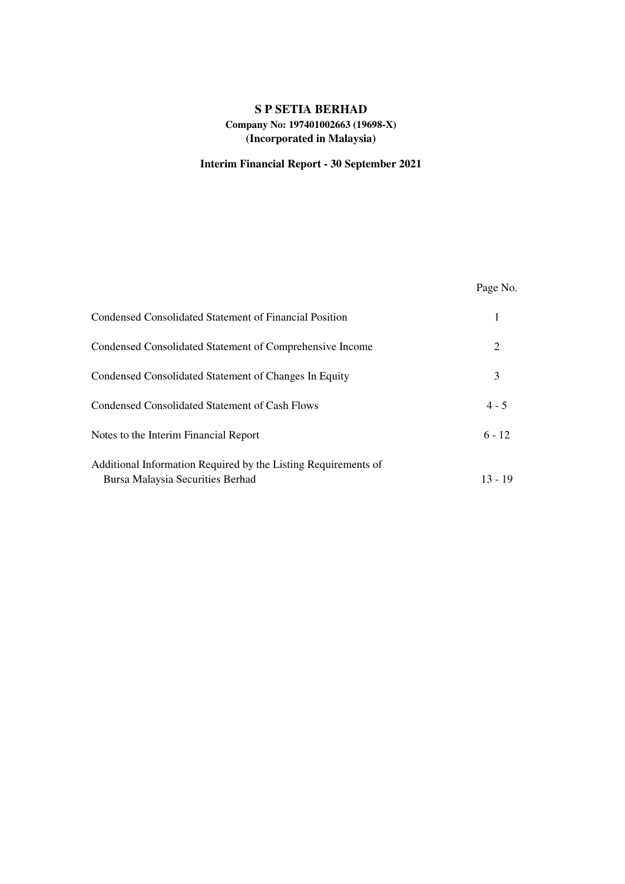# S P SETIA BERHAD

**Company No: 197401002663 (19698-X)**

**(Incorporated in Malaysia)**

## Interim Financial Report - 30 September 2021

| | Page No. |
|---|---|
| Condensed Consolidated Statement of Financial Position | 1 |
| Condensed Consolidated Statement of Comprehensive Income | 2 |
| Condensed Consolidated Statement of Changes In Equity | 3 |
| Condensed Consolidated Statement of Cash Flows | 4 - 5 |
| Notes to the Interim Financial Report | 6 - 12 |
| Additional Information Required by the Listing Requirements of Bursa Malaysia Securities Berhad | 13 - 19 |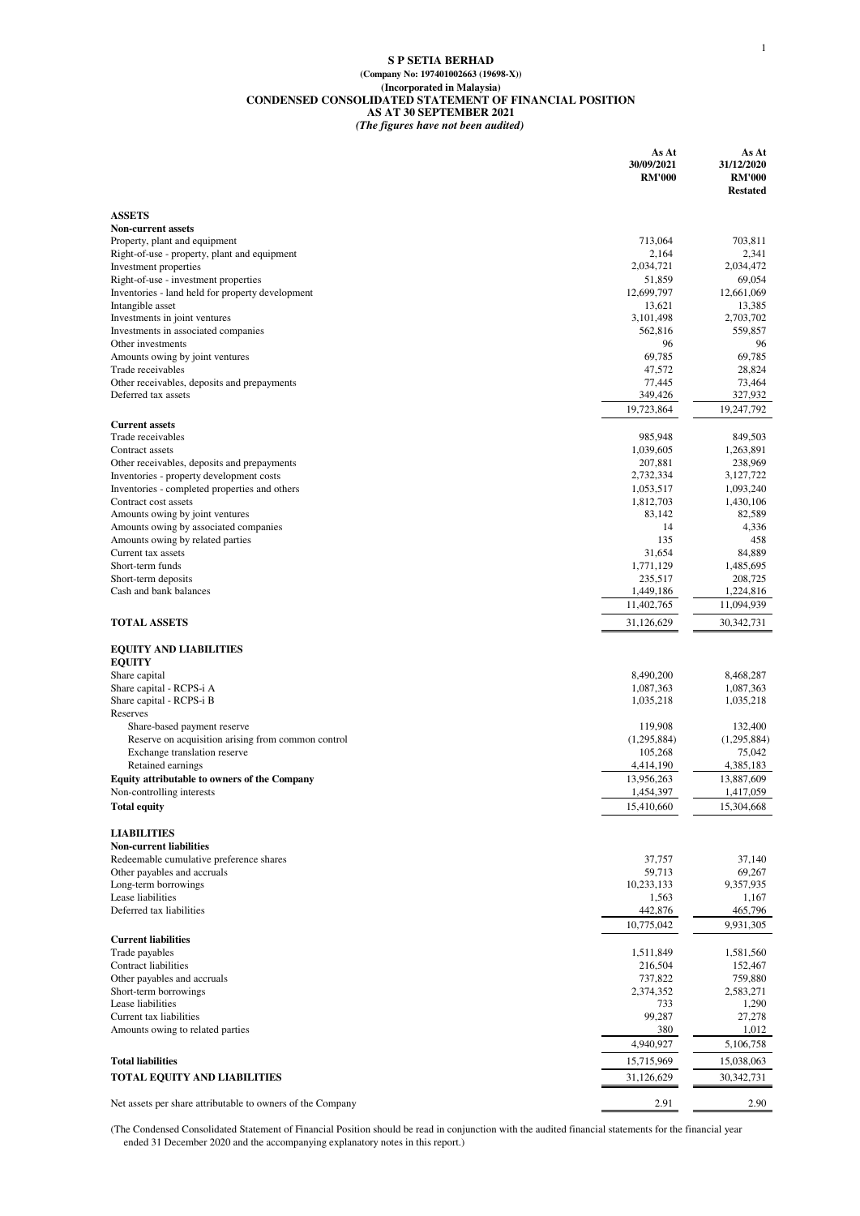**S P SETIA BERHAD**
**(Company No: 197401002663 (19698-X))**
**(Incorporated in Malaysia)**

# CONDENSED CONSOLIDATED STATEMENT OF FINANCIAL POSITION
## AS AT 30 SEPTEMBER 2021
*(The figures have not been audited)*

| | As At 30/09/2021 RM'000 | As At 31/12/2020 RM'000 Restated |
|---|---|---|
| **ASSETS** | | |
| **Non-current assets** | | |
| Property, plant and equipment | 713,064 | 703,811 |
| Right-of-use - property, plant and equipment | 2,164 | 2,341 |
| Investment properties | 2,034,721 | 2,034,472 |
| Right-of-use - investment properties | 51,859 | 69,054 |
| Inventories - land held for property development | 12,699,797 | 12,661,069 |
| Intangible asset | 13,621 | 13,385 |
| Investments in joint ventures | 3,101,498 | 2,703,702 |
| Investments in associated companies | 562,816 | 559,857 |
| Other investments | 96 | 96 |
| Amounts owing by joint ventures | 69,785 | 69,785 |
| Trade receivables | 47,572 | 28,824 |
| Other receivables, deposits and prepayments | 77,445 | 73,464 |
| Deferred tax assets | 349,426 | 327,932 |
| | 19,723,864 | 19,247,792 |
| **Current assets** | | |
| Trade receivables | 985,948 | 849,503 |
| Contract assets | 1,039,605 | 1,263,891 |
| Other receivables, deposits and prepayments | 207,881 | 238,969 |
| Inventories - property development costs | 2,732,334 | 3,127,722 |
| Inventories - completed properties and others | 1,053,517 | 1,093,240 |
| Contract cost assets | 1,812,703 | 1,430,106 |
| Amounts owing by joint ventures | 83,142 | 82,589 |
| Amounts owing by associated companies | 14 | 4,336 |
| Amounts owing by related parties | 135 | 458 |
| Current tax assets | 31,654 | 84,889 |
| Short-term funds | 1,771,129 | 1,485,695 |
| Short-term deposits | 235,517 | 208,725 |
| Cash and bank balances | 1,449,186 | 1,224,816 |
| | 11,402,765 | 11,094,939 |
| **TOTAL ASSETS** | 31,126,629 | 30,342,731 |
| **EQUITY AND LIABILITIES** | | |
| **EQUITY** | | |
| Share capital | 8,490,200 | 8,468,287 |
| Share capital - RCPS-i A | 1,087,363 | 1,087,363 |
| Share capital - RCPS-i B | 1,035,218 | 1,035,218 |
| Reserves | | |
| Share-based payment reserve | 119,908 | 132,400 |
| Reserve on acquisition arising from common control | (1,295,884) | (1,295,884) |
| Exchange translation reserve | 105,268 | 75,042 |
| Retained earnings | 4,414,190 | 4,385,183 |
| **Equity attributable to owners of the Company** | 13,956,263 | 13,887,609 |
| Non-controlling interests | 1,454,397 | 1,417,059 |
| **Total equity** | 15,410,660 | 15,304,668 |
| **LIABILITIES** | | |
| **Non-current liabilities** | | |
| Redeemable cumulative preference shares | 37,757 | 37,140 |
| Other payables and accruals | 59,713 | 69,267 |
| Long-term borrowings | 10,233,133 | 9,357,935 |
| Lease liabilities | 1,563 | 1,167 |
| Deferred tax liabilities | 442,876 | 465,796 |
| | 10,775,042 | 9,931,305 |
| **Current liabilities** | | |
| Trade payables | 1,511,849 | 1,581,560 |
| Contract liabilities | 216,504 | 152,467 |
| Other payables and accruals | 737,822 | 759,880 |
| Short-term borrowings | 2,374,352 | 2,583,271 |
| Lease liabilities | 733 | 1,290 |
| Current tax liabilities | 99,287 | 27,278 |
| Amounts owing to related parties | 380 | 1,012 |
| | 4,940,927 | 5,106,758 |
| **Total liabilities** | 15,715,969 | 15,038,063 |
| **TOTAL EQUITY AND LIABILITIES** | 31,126,629 | 30,342,731 |
| Net assets per share attributable to owners of the Company | 2.91 | 2.90 |

(The Condensed Consolidated Statement of Financial Position should be read in conjunction with the audited financial statements for the financial year ended 31 December 2020 and the accompanying explanatory notes in this report.)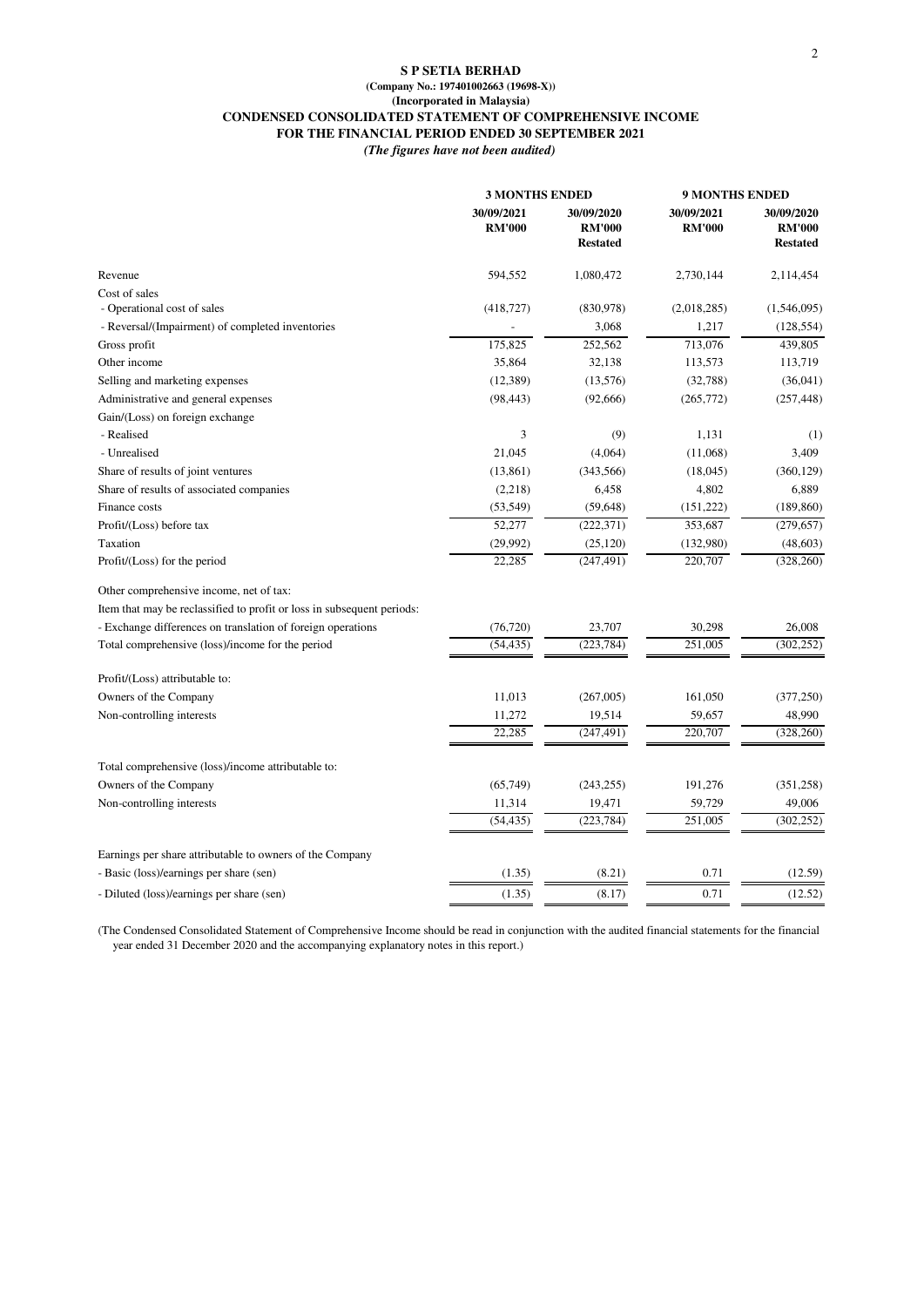**S P SETIA BERHAD**
**(Company No.: 197401002663 (19698-X))**
**(Incorporated in Malaysia)**

# CONDENSED CONSOLIDATED STATEMENT OF COMPREHENSIVE INCOME
## FOR THE FINANCIAL PERIOD ENDED 30 SEPTEMBER 2021

***(The figures have not been audited)***

| | 3 MONTHS ENDED | | 9 MONTHS ENDED | |
|---|---|---|---|---|
| | 30/09/2021 RM'000 | 30/09/2020 RM'000 Restated | 30/09/2021 RM'000 | 30/09/2020 RM'000 Restated |
| Revenue | 594,552 | 1,080,472 | 2,730,144 | 2,114,454 |
| Cost of sales | | | | |
| - Operational cost of sales | (418,727) | (830,978) | (2,018,285) | (1,546,095) |
| - Reversal/(Impairment) of completed inventories | - | 3,068 | 1,217 | (128,554) |
| Gross profit | 175,825 | 252,562 | 713,076 | 439,805 |
| Other income | 35,864 | 32,138 | 113,573 | 113,719 |
| Selling and marketing expenses | (12,389) | (13,576) | (32,788) | (36,041) |
| Administrative and general expenses | (98,443) | (92,666) | (265,772) | (257,448) |
| Gain/(Loss) on foreign exchange | | | | |
| - Realised | 3 | (9) | 1,131 | (1) |
| - Unrealised | 21,045 | (4,064) | (11,068) | 3,409 |
| Share of results of joint ventures | (13,861) | (343,566) | (18,045) | (360,129) |
| Share of results of associated companies | (2,218) | 6,458 | 4,802 | 6,889 |
| Finance costs | (53,549) | (59,648) | (151,222) | (189,860) |
| Profit/(Loss) before tax | 52,277 | (222,371) | 353,687 | (279,657) |
| Taxation | (29,992) | (25,120) | (132,980) | (48,603) |
| Profit/(Loss) for the period | 22,285 | (247,491) | 220,707 | (328,260) |
| Other comprehensive income, net of tax: | | | | |
| Item that may be reclassified to profit or loss in subsequent periods: | | | | |
| - Exchange differences on translation of foreign operations | (76,720) | 23,707 | 30,298 | 26,008 |
| Total comprehensive (loss)/income for the period | (54,435) | (223,784) | 251,005 | (302,252) |
| Profit/(Loss) attributable to: | | | | |
| Owners of the Company | 11,013 | (267,005) | 161,050 | (377,250) |
| Non-controlling interests | 11,272 | 19,514 | 59,657 | 48,990 |
| | 22,285 | (247,491) | 220,707 | (328,260) |
| Total comprehensive (loss)/income attributable to: | | | | |
| Owners of the Company | (65,749) | (243,255) | 191,276 | (351,258) |
| Non-controlling interests | 11,314 | 19,471 | 59,729 | 49,006 |
| | (54,435) | (223,784) | 251,005 | (302,252) |
| Earnings per share attributable to owners of the Company | | | | |
| - Basic (loss)/earnings per share (sen) | (1.35) | (8.21) | 0.71 | (12.59) |
| - Diluted (loss)/earnings per share (sen) | (1.35) | (8.17) | 0.71 | (12.52) |

(The Condensed Consolidated Statement of Comprehensive Income should be read in conjunction with the audited financial statements for the financial year ended 31 December 2020 and the accompanying explanatory notes in this report.)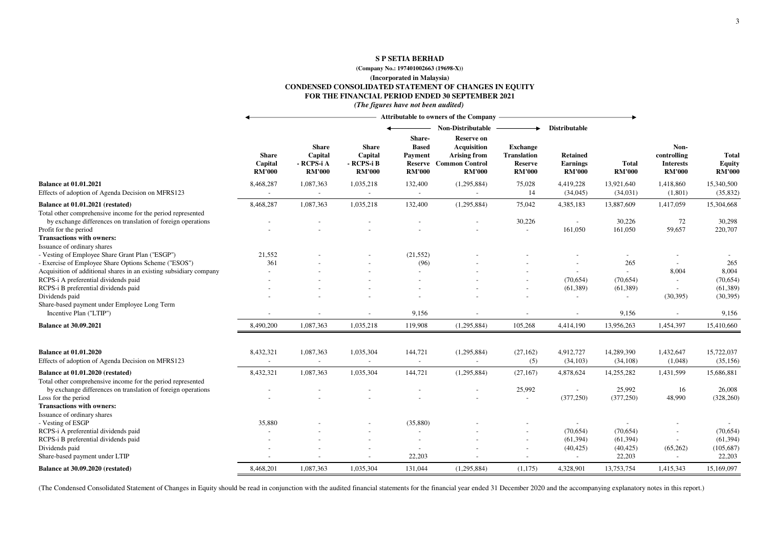**S P SETIA BERHAD**

**(Company No.: 197401002663 (19698-X))**

**(Incorporated in Malaysia)**

**CONDENSED CONSOLIDATED STATEMENT OF CHANGES IN EQUITY**

**FOR THE FINANCIAL PERIOD ENDED 30 SEPTEMBER 2021**

*(The figures have not been audited)*

| | Attributable to owners of the Company | | | | | | | | | |
|---|---|---|---|---|---|---|---|---|---|---|
| | | | | Non-Distributable | | | Distributable | | | |
| | Share Capital RM'000 | Share Capital - RCPS-i A RM'000 | Share Capital - RCPS-i B RM'000 | Share-Based Payment Reserve RM'000 | Reserve on Acquisition Arising from Common Control RM'000 | Exchange Translation Reserve RM'000 | Retained Earnings RM'000 | Total RM'000 | Non-controlling Interests RM'000 | Total Equity RM'000 |
| **Balance at 01.01.2021** | 8,468,287 | 1,087,363 | 1,035,218 | 132,400 | (1,295,884) | 75,028 | 4,419,228 | 13,921,640 | 1,418,860 | 15,340,500 |
| Effects of adoption of Agenda Decision on MFRS123 | - | - | - | - | - | 14 | (34,045) | (34,031) | (1,801) | (35,832) |
| **Balance at 01.01.2021 (restated)** | 8,468,287 | 1,087,363 | 1,035,218 | 132,400 | (1,295,884) | 75,042 | 4,385,183 | 13,887,609 | 1,417,059 | 15,304,668 |
| Total other comprehensive income for the period represented by exchange differences on translation of foreign operations | - | - | - | - | - | 30,226 | - | 30,226 | 72 | 30,298 |
| Profit for the period | - | - | - | - | - | - | 161,050 | 161,050 | 59,657 | 220,707 |
| **Transactions with owners:** | | | | | | | | | | |
| Issuance of ordinary shares | | | | | | | | | | |
| - Vesting of Employee Share Grant Plan ("ESGP") | 21,552 | - | - | (21,552) | - | - | - | - | - | - |
| - Exercise of Employee Share Options Scheme ("ESOS") | 361 | - | - | (96) | - | - | - | 265 | - | 265 |
| Acquisition of additional shares in an existing subsidiary company | - | - | - | - | - | - | - | - | 8,004 | 8,004 |
| RCPS-i A preferential dividends paid | - | - | - | - | - | - | (70,654) | (70,654) | - | (70,654) |
| RCPS-i B preferential dividends paid | - | - | - | - | - | - | (61,389) | (61,389) | - | (61,389) |
| Dividends paid | - | - | - | - | - | - | - | - | (30,395) | (30,395) |
| Share-based payment under Employee Long Term Incentive Plan ("LTIP") | - | - | - | 9,156 | - | - | - | 9,156 | - | 9,156 |
| **Balance at 30.09.2021** | 8,490,200 | 1,087,363 | 1,035,218 | 119,908 | (1,295,884) | 105,268 | 4,414,190 | 13,956,263 | 1,454,397 | 15,410,660 |
| | | | | | | | | | | |
| **Balance at 01.01.2020** | 8,432,321 | 1,087,363 | 1,035,304 | 144,721 | (1,295,884) | (27,162) | 4,912,727 | 14,289,390 | 1,432,647 | 15,722,037 |
| Effects of adoption of Agenda Decision on MFRS123 | - | - | - | - | - | (5) | (34,103) | (34,108) | (1,048) | (35,156) |
| **Balance at 01.01.2020 (restated)** | 8,432,321 | 1,087,363 | 1,035,304 | 144,721 | (1,295,884) | (27,167) | 4,878,624 | 14,255,282 | 1,431,599 | 15,686,881 |
| Total other comprehensive income for the period represented by exchange differences on translation of foreign operations | - | - | - | - | - | 25,992 | - | 25,992 | 16 | 26,008 |
| Loss for the period | - | - | - | - | - | - | (377,250) | (377,250) | 48,990 | (328,260) |
| **Transactions with owners:** | | | | | | | | | | |
| Issuance of ordinary shares | | | | | | | | | | |
| - Vesting of ESGP | 35,880 | - | - | (35,880) | - | - | - | - | - | - |
| RCPS-i A preferential dividends paid | - | - | - | - | - | - | (70,654) | (70,654) | - | (70,654) |
| RCPS-i B preferential dividends paid | - | - | - | - | - | - | (61,394) | (61,394) | - | (61,394) |
| Dividends paid | - | - | - | - | - | - | (40,425) | (40,425) | (65,262) | (105,687) |
| Share-based payment under LTIP | - | - | - | 22,203 | - | - | - | 22,203 | - | 22,203 |
| **Balance at 30.09.2020 (restated)** | 8,468,201 | 1,087,363 | 1,035,304 | 131,044 | (1,295,884) | (1,175) | 4,328,901 | 13,753,754 | 1,415,343 | 15,169,097 |

(The Condensed Consolidated Statement of Changes in Equity should be read in conjunction with the audited financial statements for the financial year ended 31 December 2020 and the accompanying explanatory notes in this report.)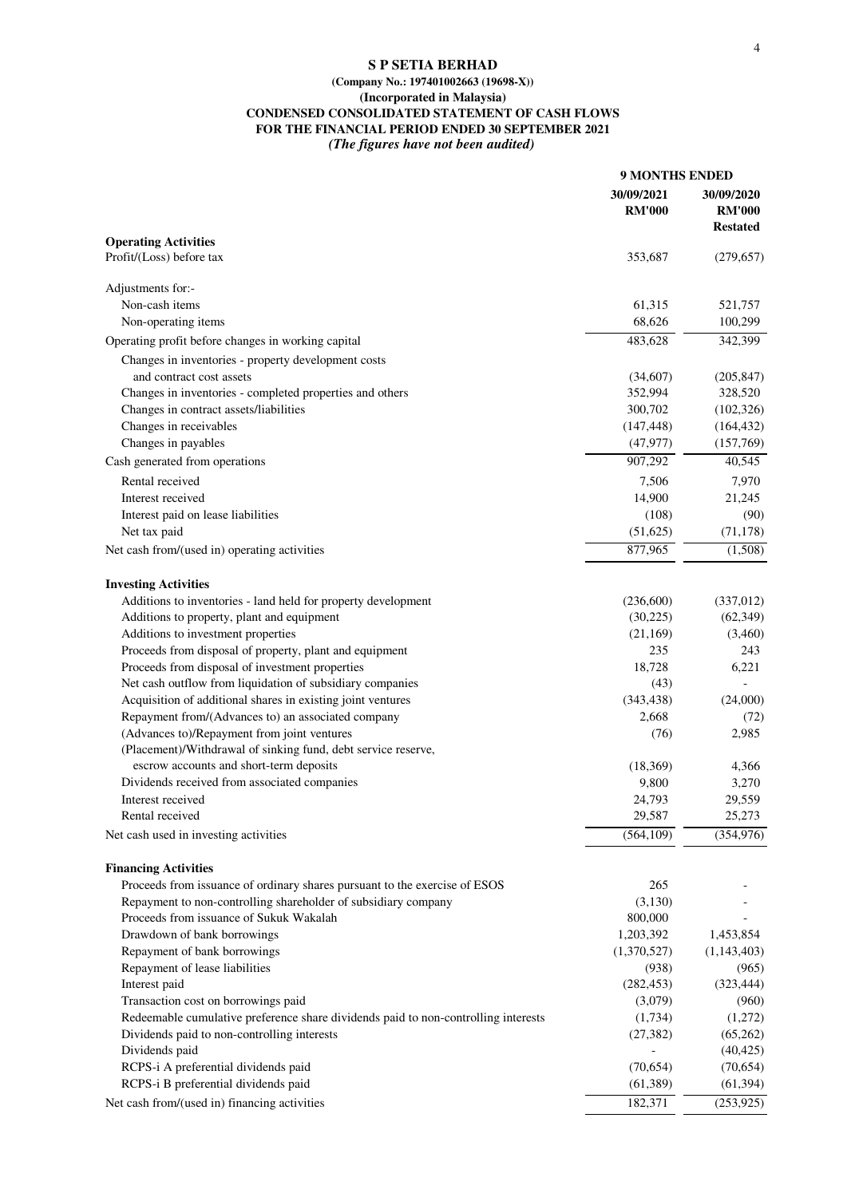**S P SETIA BERHAD**
**(Company No.: 197401002663 (19698-X))**
**(Incorporated in Malaysia)**
**CONDENSED CONSOLIDATED STATEMENT OF CASH FLOWS**
**FOR THE FINANCIAL PERIOD ENDED 30 SEPTEMBER 2021**
***(The figures have not been audited)***

| | 9 MONTHS ENDED | |
|---|---|---|
| | 30/09/2021 RM'000 | 30/09/2020 RM'000 Restated |
| **Operating Activities** | | |
| Profit/(Loss) before tax | 353,687 | (279,657) |
| Adjustments for:- | | |
| Non-cash items | 61,315 | 521,757 |
| Non-operating items | 68,626 | 100,299 |
| Operating profit before changes in working capital | 483,628 | 342,399 |
| Changes in inventories - property development costs and contract cost assets | (34,607) | (205,847) |
| Changes in inventories - completed properties and others | 352,994 | 328,520 |
| Changes in contract assets/liabilities | 300,702 | (102,326) |
| Changes in receivables | (147,448) | (164,432) |
| Changes in payables | (47,977) | (157,769) |
| Cash generated from operations | 907,292 | 40,545 |
| Rental received | 7,506 | 7,970 |
| Interest received | 14,900 | 21,245 |
| Interest paid on lease liabilities | (108) | (90) |
| Net tax paid | (51,625) | (71,178) |
| Net cash from/(used in) operating activities | 877,965 | (1,508) |
| **Investing Activities** | | |
| Additions to inventories - land held for property development | (236,600) | (337,012) |
| Additions to property, plant and equipment | (30,225) | (62,349) |
| Additions to investment properties | (21,169) | (3,460) |
| Proceeds from disposal of property, plant and equipment | 235 | 243 |
| Proceeds from disposal of investment properties | 18,728 | 6,221 |
| Net cash outflow from liquidation of subsidiary companies | (43) | - |
| Acquisition of additional shares in existing joint ventures | (343,438) | (24,000) |
| Repayment from/(Advances to) an associated company | 2,668 | (72) |
| (Advances to)/Repayment from joint ventures | (76) | 2,985 |
| (Placement)/Withdrawal of sinking fund, debt service reserve, escrow accounts and short-term deposits | (18,369) | 4,366 |
| Dividends received from associated companies | 9,800 | 3,270 |
| Interest received | 24,793 | 29,559 |
| Rental received | 29,587 | 25,273 |
| Net cash used in investing activities | (564,109) | (354,976) |
| **Financing Activities** | | |
| Proceeds from issuance of ordinary shares pursuant to the exercise of ESOS | 265 | - |
| Repayment to non-controlling shareholder of subsidiary company | (3,130) | - |
| Proceeds from issuance of Sukuk Wakalah | 800,000 | - |
| Drawdown of bank borrowings | 1,203,392 | 1,453,854 |
| Repayment of bank borrowings | (1,370,527) | (1,143,403) |
| Repayment of lease liabilities | (938) | (965) |
| Interest paid | (282,453) | (323,444) |
| Transaction cost on borrowings paid | (3,079) | (960) |
| Redeemable cumulative preference share dividends paid to non-controlling interests | (1,734) | (1,272) |
| Dividends paid to non-controlling interests | (27,382) | (65,262) |
| Dividends paid | - | (40,425) |
| RCPS-i A preferential dividends paid | (70,654) | (70,654) |
| RCPS-i B preferential dividends paid | (61,389) | (61,394) |
| Net cash from/(used in) financing activities | 182,371 | (253,925) |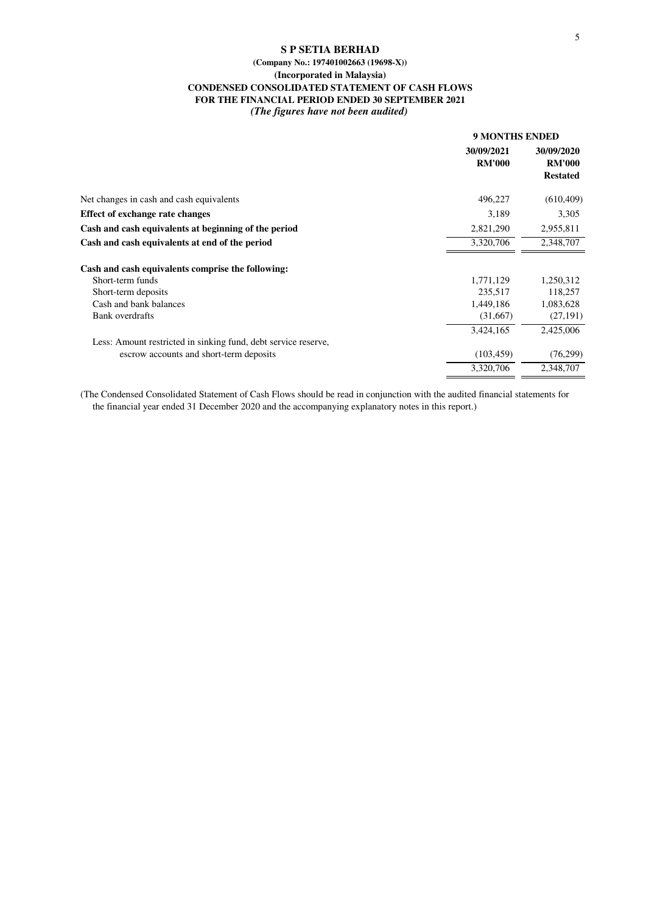**S P SETIA BERHAD**
**(Company No.: 197401002663 (19698-X))**
**(Incorporated in Malaysia)**
**CONDENSED CONSOLIDATED STATEMENT OF CASH FLOWS**
**FOR THE FINANCIAL PERIOD ENDED 30 SEPTEMBER 2021**
***(The figures have not been audited)***

| | **9 MONTHS ENDED** | |
|---|---|---|
| | **30/09/2021** | **30/09/2020** |
| | **RM'000** | **RM'000** |
| | | **Restated** |
| Net changes in cash and cash equivalents | 496,227 | (610,409) |
| **Effect of exchange rate changes** | 3,189 | 3,305 |
| **Cash and cash equivalents at beginning of the period** | 2,821,290 | 2,955,811 |
| **Cash and cash equivalents at end of the period** | 3,320,706 | 2,348,707 |
| | | |
| **Cash and cash equivalents comprise the following:** | | |
| Short-term funds | 1,771,129 | 1,250,312 |
| Short-term deposits | 235,517 | 118,257 |
| Cash and bank balances | 1,449,186 | 1,083,628 |
| Bank overdrafts | (31,667) | (27,191) |
| | 3,424,165 | 2,425,006 |
| Less: Amount restricted in sinking fund, debt service reserve, escrow accounts and short-term deposits | (103,459) | (76,299) |
| | 3,320,706 | 2,348,707 |

(The Condensed Consolidated Statement of Cash Flows should be read in conjunction with the audited financial statements for the financial year ended 31 December 2020 and the accompanying explanatory notes in this report.)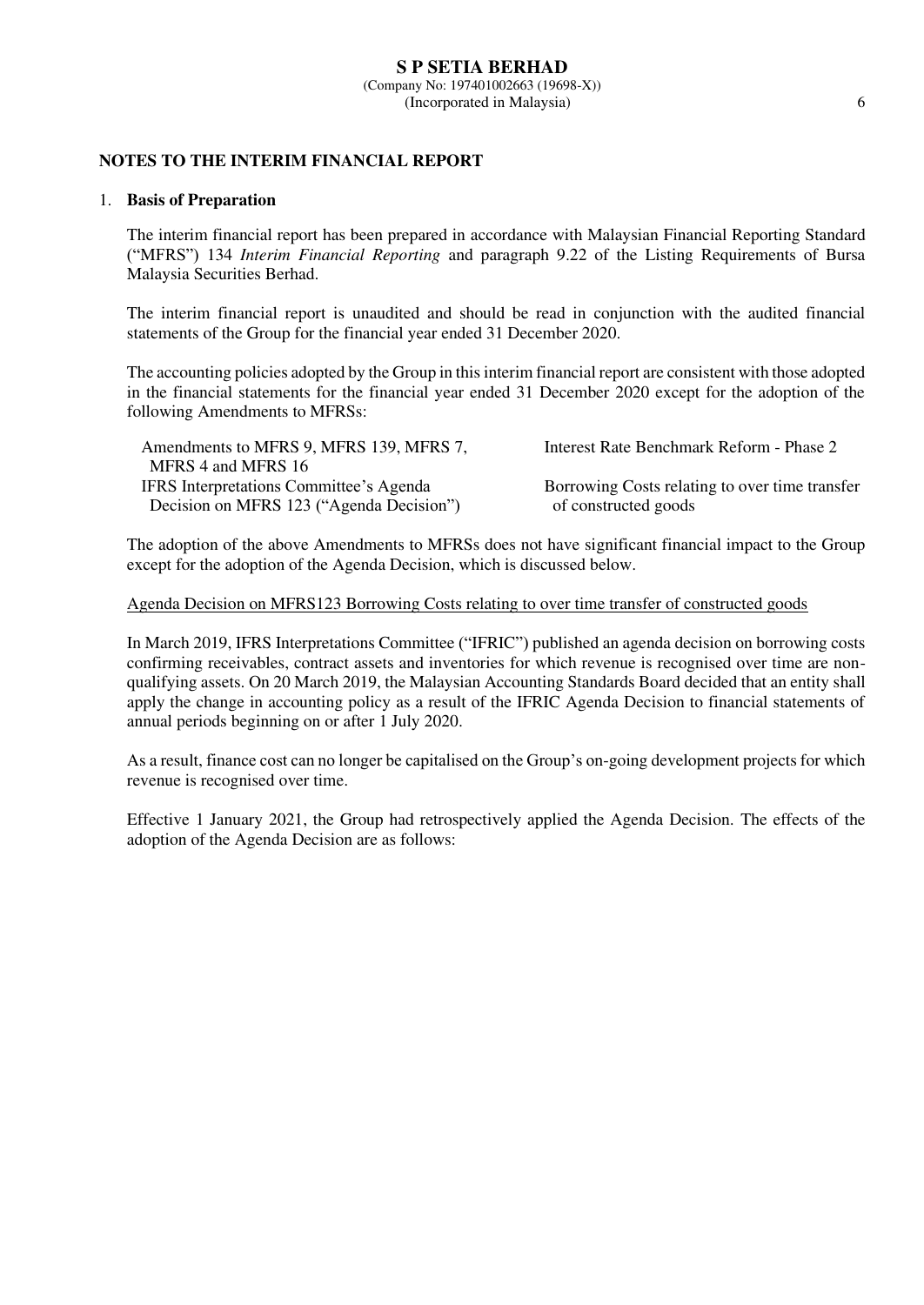## NOTES TO THE INTERIM FINANCIAL REPORT

### 1. Basis of Preparation

The interim financial report has been prepared in accordance with Malaysian Financial Reporting Standard ("MFRS") 134 *Interim Financial Reporting* and paragraph 9.22 of the Listing Requirements of Bursa Malaysia Securities Berhad.

The interim financial report is unaudited and should be read in conjunction with the audited financial statements of the Group for the financial year ended 31 December 2020.

The accounting policies adopted by the Group in this interim financial report are consistent with those adopted in the financial statements for the financial year ended 31 December 2020 except for the adoption of the following Amendments to MFRSs:

| | |
|---|---|
| Amendments to MFRS 9, MFRS 139, MFRS 7, MFRS 4 and MFRS 16 | Interest Rate Benchmark Reform - Phase 2 |
| IFRS Interpretations Committee's Agenda Decision on MFRS 123 ("Agenda Decision") | Borrowing Costs relating to over time transfer of constructed goods |

The adoption of the above Amendments to MFRSs does not have significant financial impact to the Group except for the adoption of the Agenda Decision, which is discussed below.

Agenda Decision on MFRS123 Borrowing Costs relating to over time transfer of constructed goods

In March 2019, IFRS Interpretations Committee ("IFRIC") published an agenda decision on borrowing costs confirming receivables, contract assets and inventories for which revenue is recognised over time are non-qualifying assets. On 20 March 2019, the Malaysian Accounting Standards Board decided that an entity shall apply the change in accounting policy as a result of the IFRIC Agenda Decision to financial statements of annual periods beginning on or after 1 July 2020.

As a result, finance cost can no longer be capitalised on the Group's on-going development projects for which revenue is recognised over time.

Effective 1 January 2021, the Group had retrospectively applied the Agenda Decision. The effects of the adoption of the Agenda Decision are as follows: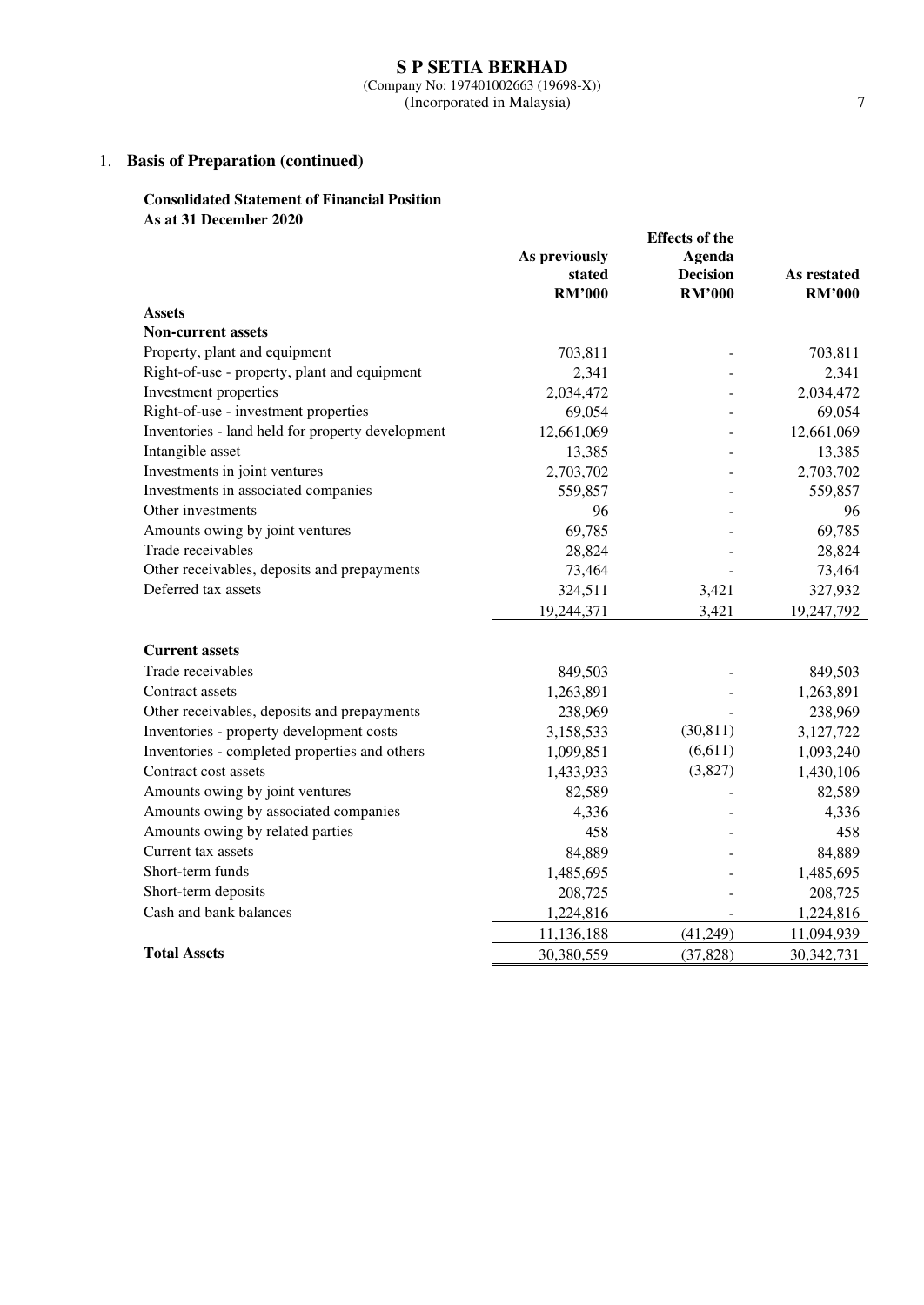## 1. Basis of Preparation (continued)

**Consolidated Statement of Financial Position**
**As at 31 December 2020**

| | As previously stated RM'000 | Effects of the Agenda Decision RM'000 | As restated RM'000 |
|---|---|---|---|
| **Assets** | | | |
| **Non-current assets** | | | |
| Property, plant and equipment | 703,811 | - | 703,811 |
| Right-of-use - property, plant and equipment | 2,341 | - | 2,341 |
| Investment properties | 2,034,472 | - | 2,034,472 |
| Right-of-use - investment properties | 69,054 | - | 69,054 |
| Inventories - land held for property development | 12,661,069 | - | 12,661,069 |
| Intangible asset | 13,385 | - | 13,385 |
| Investments in joint ventures | 2,703,702 | - | 2,703,702 |
| Investments in associated companies | 559,857 | - | 559,857 |
| Other investments | 96 | - | 96 |
| Amounts owing by joint ventures | 69,785 | - | 69,785 |
| Trade receivables | 28,824 | - | 28,824 |
| Other receivables, deposits and prepayments | 73,464 | - | 73,464 |
| Deferred tax assets | 324,511 | 3,421 | 327,932 |
| | 19,244,371 | 3,421 | 19,247,792 |
| **Current assets** | | | |
| Trade receivables | 849,503 | - | 849,503 |
| Contract assets | 1,263,891 | - | 1,263,891 |
| Other receivables, deposits and prepayments | 238,969 | - | 238,969 |
| Inventories - property development costs | 3,158,533 | (30,811) | 3,127,722 |
| Inventories - completed properties and others | 1,099,851 | (6,611) | 1,093,240 |
| Contract cost assets | 1,433,933 | (3,827) | 1,430,106 |
| Amounts owing by joint ventures | 82,589 | - | 82,589 |
| Amounts owing by associated companies | 4,336 | - | 4,336 |
| Amounts owing by related parties | 458 | - | 458 |
| Current tax assets | 84,889 | - | 84,889 |
| Short-term funds | 1,485,695 | - | 1,485,695 |
| Short-term deposits | 208,725 | - | 208,725 |
| Cash and bank balances | 1,224,816 | - | 1,224,816 |
| | 11,136,188 | (41,249) | 11,094,939 |
| **Total Assets** | 30,380,559 | (37,828) | 30,342,731 |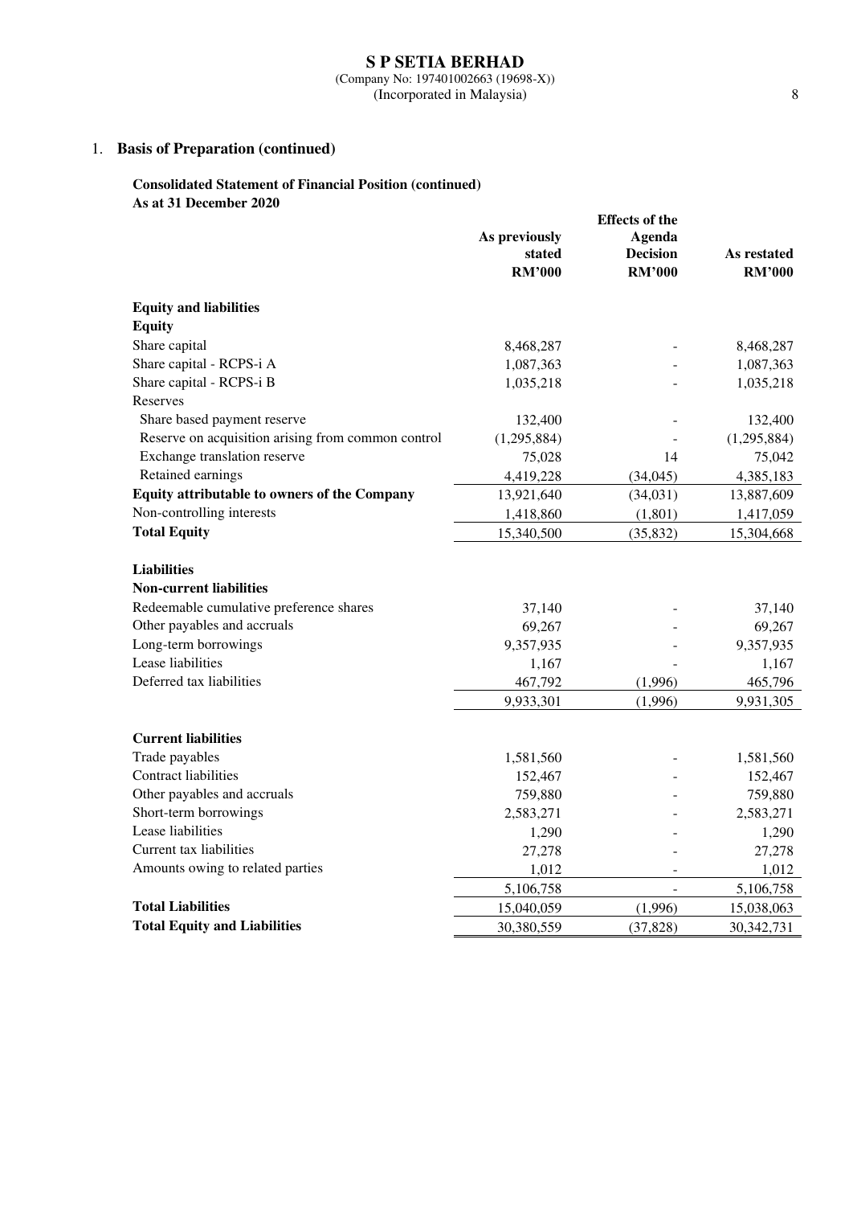## 1. **Basis of Preparation (continued)**

**Consolidated Statement of Financial Position (continued)**
**As at 31 December 2020**

| | As previously stated RM'000 | Effects of the Agenda Decision RM'000 | As restated RM'000 |
|---|---|---|---|
| **Equity and liabilities** | | | |
| **Equity** | | | |
| Share capital | 8,468,287 | - | 8,468,287 |
| Share capital - RCPS-i A | 1,087,363 | - | 1,087,363 |
| Share capital - RCPS-i B | 1,035,218 | - | 1,035,218 |
| Reserves | | | |
| Share based payment reserve | 132,400 | - | 132,400 |
| Reserve on acquisition arising from common control | (1,295,884) | - | (1,295,884) |
| Exchange translation reserve | 75,028 | 14 | 75,042 |
| Retained earnings | 4,419,228 | (34,045) | 4,385,183 |
| **Equity attributable to owners of the Company** | 13,921,640 | (34,031) | 13,887,609 |
| Non-controlling interests | 1,418,860 | (1,801) | 1,417,059 |
| **Total Equity** | 15,340,500 | (35,832) | 15,304,668 |
| **Liabilities** | | | |
| **Non-current liabilities** | | | |
| Redeemable cumulative preference shares | 37,140 | - | 37,140 |
| Other payables and accruals | 69,267 | - | 69,267 |
| Long-term borrowings | 9,357,935 | - | 9,357,935 |
| Lease liabilities | 1,167 | - | 1,167 |
| Deferred tax liabilities | 467,792 | (1,996) | 465,796 |
| | 9,933,301 | (1,996) | 9,931,305 |
| **Current liabilities** | | | |
| Trade payables | 1,581,560 | - | 1,581,560 |
| Contract liabilities | 152,467 | - | 152,467 |
| Other payables and accruals | 759,880 | - | 759,880 |
| Short-term borrowings | 2,583,271 | - | 2,583,271 |
| Lease liabilities | 1,290 | - | 1,290 |
| Current tax liabilities | 27,278 | - | 27,278 |
| Amounts owing to related parties | 1,012 | - | 1,012 |
| | 5,106,758 | - | 5,106,758 |
| **Total Liabilities** | 15,040,059 | (1,996) | 15,038,063 |
| **Total Equity and Liabilities** | 30,380,559 | (37,828) | 30,342,731 |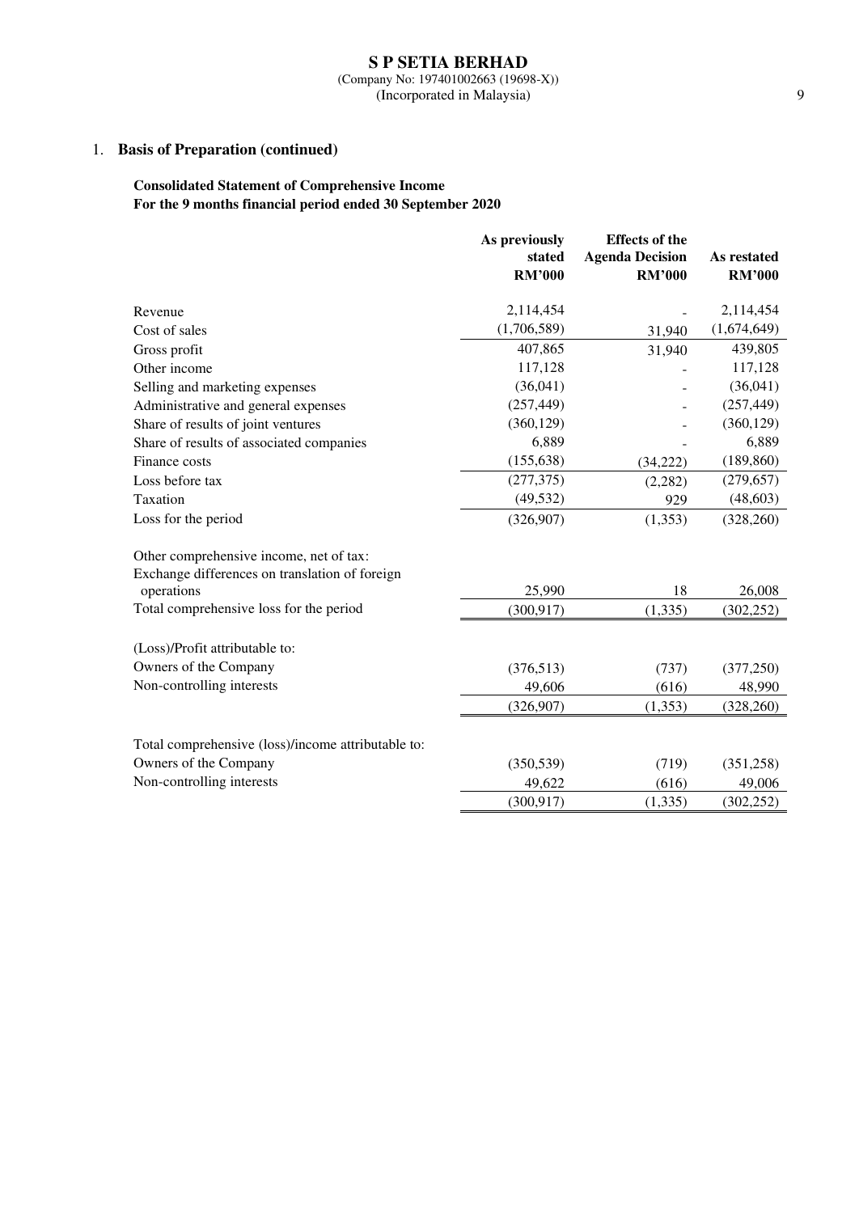## 1. **Basis of Preparation (continued)**

**Consolidated Statement of Comprehensive Income**
**For the 9 months financial period ended 30 September 2020**

| | As previously stated RM'000 | Effects of the Agenda Decision RM'000 | As restated RM'000 |
|---|---|---|---|
| Revenue | 2,114,454 | - | 2,114,454 |
| Cost of sales | (1,706,589) | 31,940 | (1,674,649) |
| Gross profit | 407,865 | 31,940 | 439,805 |
| Other income | 117,128 | - | 117,128 |
| Selling and marketing expenses | (36,041) | - | (36,041) |
| Administrative and general expenses | (257,449) | - | (257,449) |
| Share of results of joint ventures | (360,129) | - | (360,129) |
| Share of results of associated companies | 6,889 | - | 6,889 |
| Finance costs | (155,638) | (34,222) | (189,860) |
| Loss before tax | (277,375) | (2,282) | (279,657) |
| Taxation | (49,532) | 929 | (48,603) |
| Loss for the period | (326,907) | (1,353) | (328,260) |
| | | | |
| Other comprehensive income, net of tax: | | | |
| Exchange differences on translation of foreign operations | 25,990 | 18 | 26,008 |
| Total comprehensive loss for the period | (300,917) | (1,335) | (302,252) |
| | | | |
| (Loss)/Profit attributable to: | | | |
| Owners of the Company | (376,513) | (737) | (377,250) |
| Non-controlling interests | 49,606 | (616) | 48,990 |
| | (326,907) | (1,353) | (328,260) |
| | | | |
| Total comprehensive (loss)/income attributable to: | | | |
| Owners of the Company | (350,539) | (719) | (351,258) |
| Non-controlling interests | 49,622 | (616) | 49,006 |
| | (300,917) | (1,335) | (302,252) |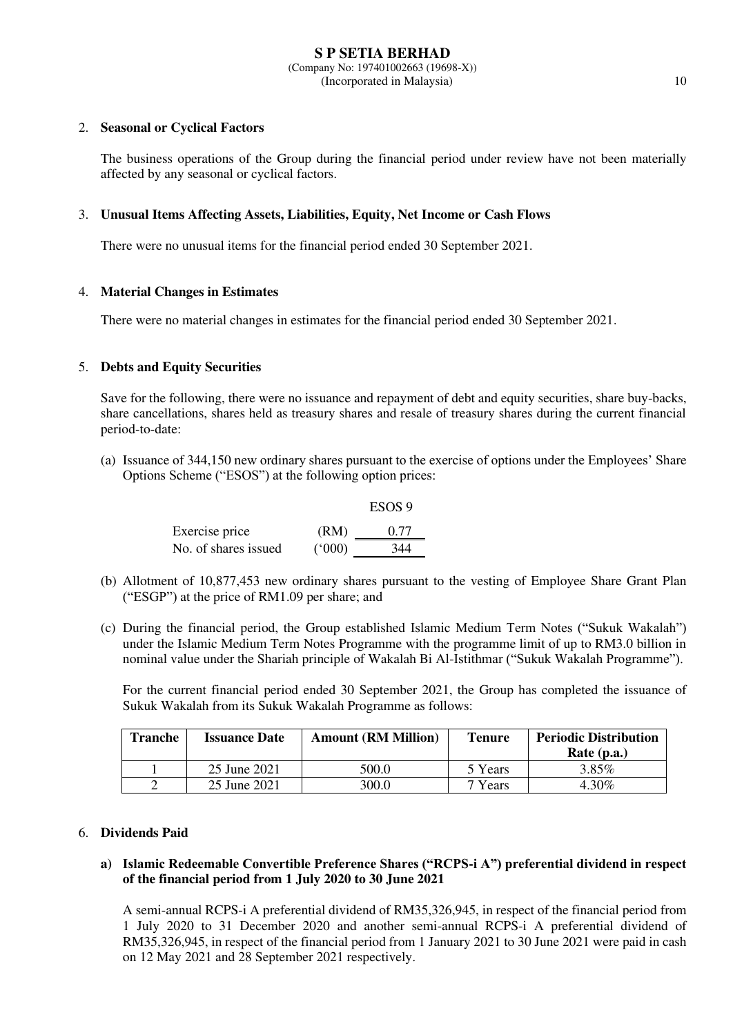2. **Seasonal or Cyclical Factors**

   The business operations of the Group during the financial period under review have not been materially affected by any seasonal or cyclical factors.

3. **Unusual Items Affecting Assets, Liabilities, Equity, Net Income or Cash Flows**

   There were no unusual items for the financial period ended 30 September 2021.

4. **Material Changes in Estimates**

   There were no material changes in estimates for the financial period ended 30 September 2021.

5. **Debts and Equity Securities**

   Save for the following, there were no issuance and repayment of debt and equity securities, share buy-backs, share cancellations, shares held as treasury shares and resale of treasury shares during the current financial period-to-date:

   (a) Issuance of 344,150 new ordinary shares pursuant to the exercise of options under the Employees' Share Options Scheme ("ESOS") at the following option prices:

   | | | ESOS 9 |
   |---|---|---|
   | Exercise price | (RM) | 0.77 |
   | No. of shares issued | ('000) | 344 |

   (b) Allotment of 10,877,453 new ordinary shares pursuant to the vesting of Employee Share Grant Plan ("ESGP") at the price of RM1.09 per share; and

   (c) During the financial period, the Group established Islamic Medium Term Notes ("Sukuk Wakalah") under the Islamic Medium Term Notes Programme with the programme limit of up to RM3.0 billion in nominal value under the Shariah principle of Wakalah Bi Al-Istithmar ("Sukuk Wakalah Programme").

   For the current financial period ended 30 September 2021, the Group has completed the issuance of Sukuk Wakalah from its Sukuk Wakalah Programme as follows:

   | Tranche | Issuance Date | Amount (RM Million) | Tenure | Periodic Distribution Rate (p.a.) |
   |---|---|---|---|---|
   | 1 | 25 June 2021 | 500.0 | 5 Years | 3.85% |
   | 2 | 25 June 2021 | 300.0 | 7 Years | 4.30% |

6. **Dividends Paid**

   **a) Islamic Redeemable Convertible Preference Shares ("RCPS-i A") preferential dividend in respect of the financial period from 1 July 2020 to 30 June 2021**

   A semi-annual RCPS-i A preferential dividend of RM35,326,945, in respect of the financial period from 1 July 2020 to 31 December 2020 and another semi-annual RCPS-i A preferential dividend of RM35,326,945, in respect of the financial period from 1 January 2021 to 30 June 2021 were paid in cash on 12 May 2021 and 28 September 2021 respectively.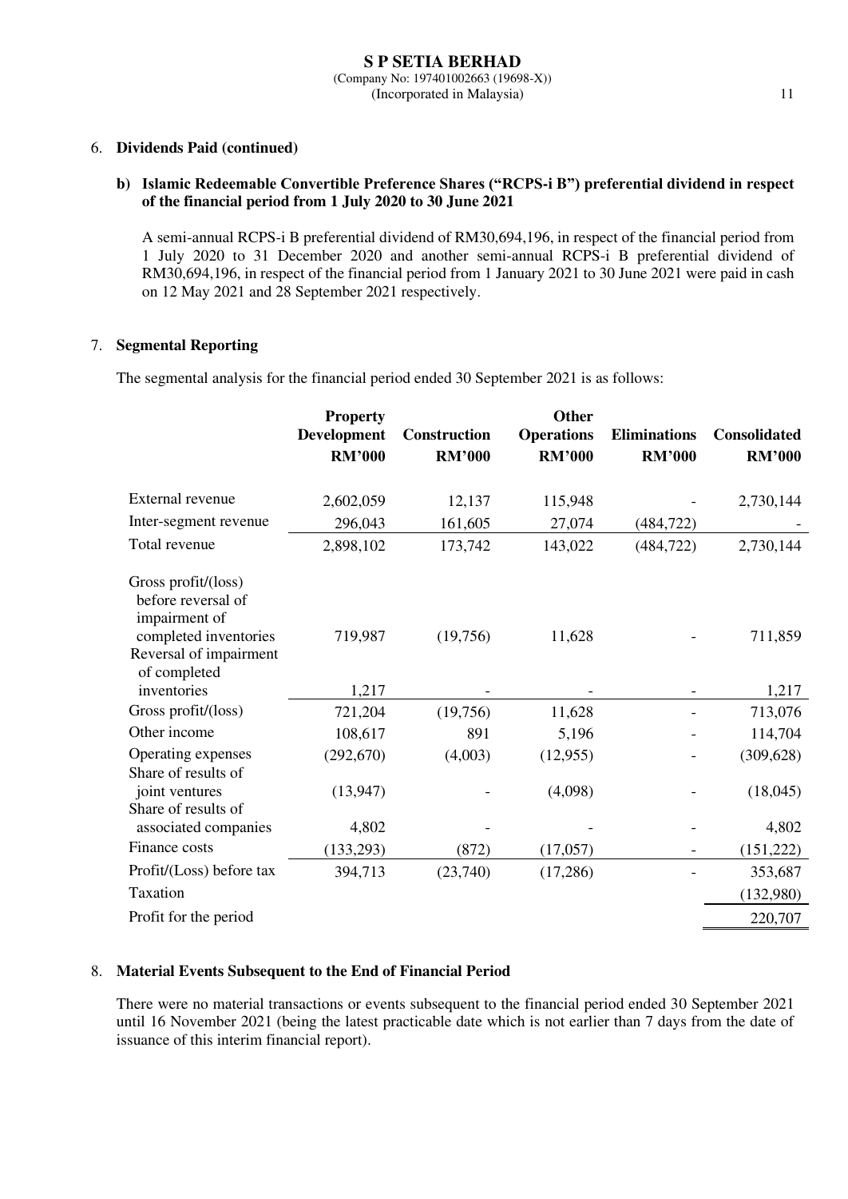6. **Dividends Paid (continued)**

**b) Islamic Redeemable Convertible Preference Shares ("RCPS-i B") preferential dividend in respect of the financial period from 1 July 2020 to 30 June 2021**

A semi-annual RCPS-i B preferential dividend of RM30,694,196, in respect of the financial period from 1 July 2020 to 31 December 2020 and another semi-annual RCPS-i B preferential dividend of RM30,694,196, in respect of the financial period from 1 January 2021 to 30 June 2021 were paid in cash on 12 May 2021 and 28 September 2021 respectively.

7. **Segmental Reporting**

The segmental analysis for the financial period ended 30 September 2021 is as follows:

| | Property Development RM'000 | Construction RM'000 | Other Operations RM'000 | Eliminations RM'000 | Consolidated RM'000 |
|---|---|---|---|---|---|
| External revenue | 2,602,059 | 12,137 | 115,948 | - | 2,730,144 |
| Inter-segment revenue | 296,043 | 161,605 | 27,074 | (484,722) | - |
| Total revenue | 2,898,102 | 173,742 | 143,022 | (484,722) | 2,730,144 |
| Gross profit/(loss) before reversal of impairment of completed inventories | 719,987 | (19,756) | 11,628 | - | 711,859 |
| Reversal of impairment of completed inventories | 1,217 | - | - | - | 1,217 |
| Gross profit/(loss) | 721,204 | (19,756) | 11,628 | - | 713,076 |
| Other income | 108,617 | 891 | 5,196 | - | 114,704 |
| Operating expenses | (292,670) | (4,003) | (12,955) | - | (309,628) |
| Share of results of joint ventures | (13,947) | - | (4,098) | - | (18,045) |
| Share of results of associated companies | 4,802 | - | - | - | 4,802 |
| Finance costs | (133,293) | (872) | (17,057) | - | (151,222) |
| Profit/(Loss) before tax | 394,713 | (23,740) | (17,286) | - | 353,687 |
| Taxation | | | | | (132,980) |
| Profit for the period | | | | | 220,707 |

8. **Material Events Subsequent to the End of Financial Period**

There were no material transactions or events subsequent to the financial period ended 30 September 2021 until 16 November 2021 (being the latest practicable date which is not earlier than 7 days from the date of issuance of this interim financial report).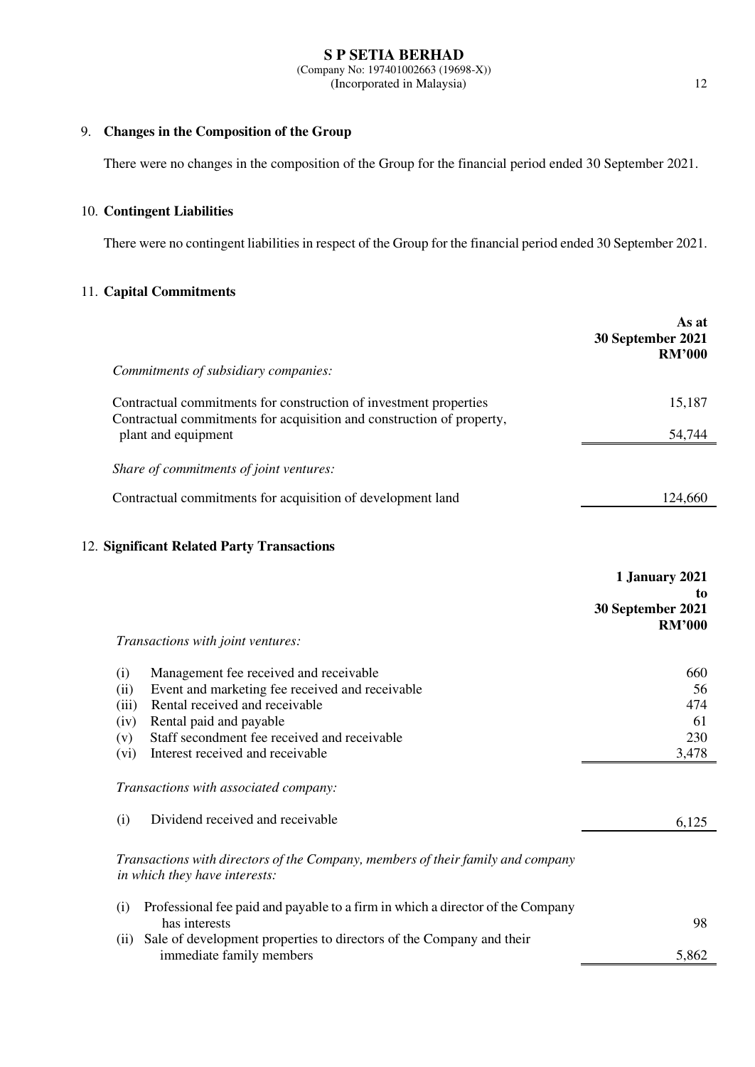## 9. Changes in the Composition of the Group

There were no changes in the composition of the Group for the financial period ended 30 September 2021.

## 10. Contingent Liabilities

There were no contingent liabilities in respect of the Group for the financial period ended 30 September 2021.

## 11. Capital Commitments

| | As at 30 September 2021 RM'000 |
|---|---|
| *Commitments of subsidiary companies:* | |
| Contractual commitments for construction of investment properties | 15,187 |
| Contractual commitments for acquisition and construction of property, plant and equipment | 54,744 |
| *Share of commitments of joint ventures:* | |
| Contractual commitments for acquisition of development land | 124,660 |

## 12. Significant Related Party Transactions

| | 1 January 2021 to 30 September 2021 RM'000 |
|---|---|
| *Transactions with joint ventures:* | |
| (i) Management fee received and receivable | 660 |
| (ii) Event and marketing fee received and receivable | 56 |
| (iii) Rental received and receivable | 474 |
| (iv) Rental paid and payable | 61 |
| (v) Staff secondment fee received and receivable | 230 |
| (vi) Interest received and receivable | 3,478 |
| *Transactions with associated company:* | |
| (i) Dividend received and receivable | 6,125 |
| *Transactions with directors of the Company, members of their family and company in which they have interests:* | |
| (i) Professional fee paid and payable to a firm in which a director of the Company has interests | 98 |
| (ii) Sale of development properties to directors of the Company and their immediate family members | 5,862 |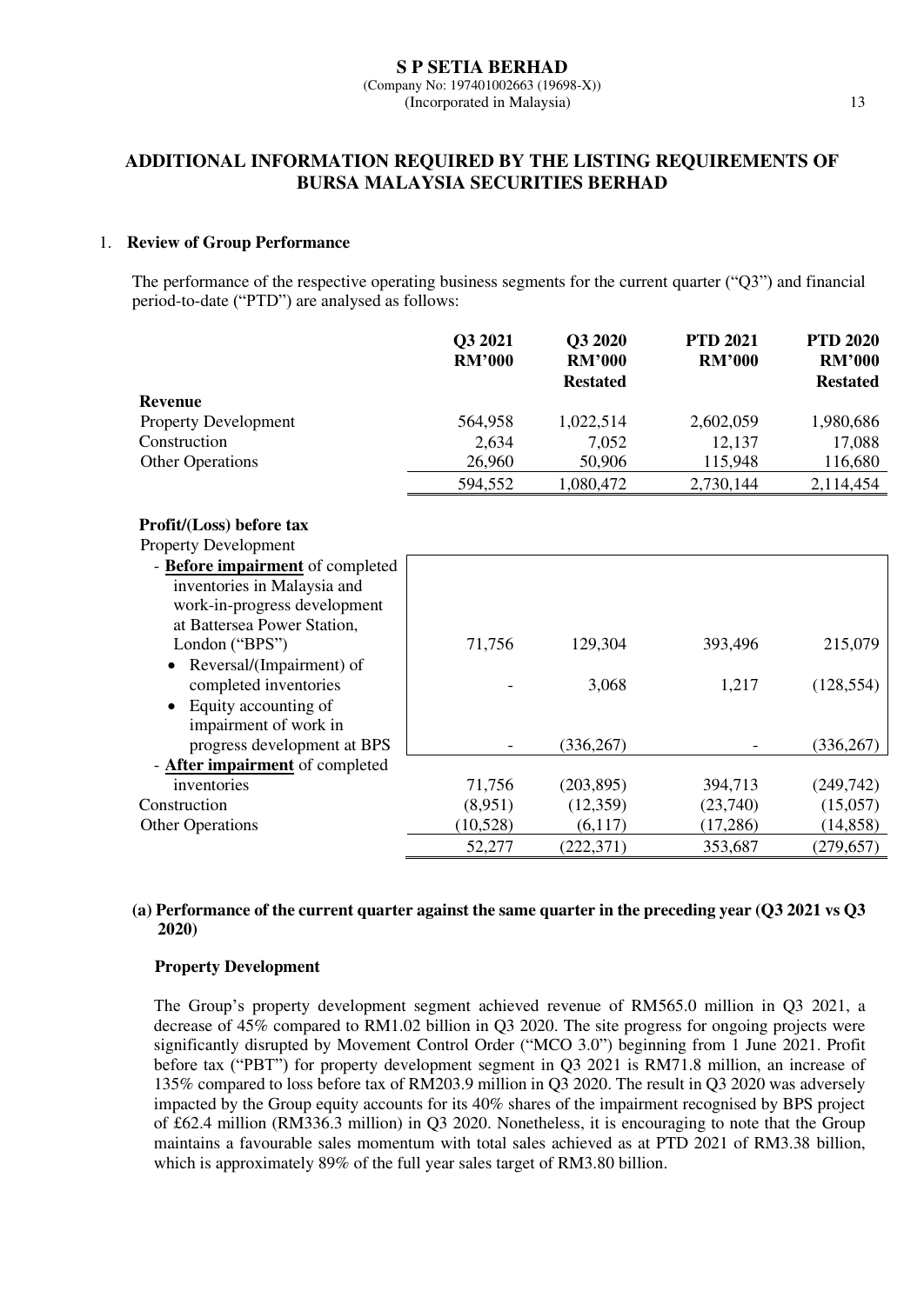# ADDITIONAL INFORMATION REQUIRED BY THE LISTING REQUIREMENTS OF BURSA MALAYSIA SECURITIES BERHAD

1. **Review of Group Performance**

The performance of the respective operating business segments for the current quarter ("Q3") and financial period-to-date ("PTD") are analysed as follows:

| | Q3 2021 RM'000 | Q3 2020 RM'000 Restated | PTD 2021 RM'000 | PTD 2020 RM'000 Restated |
|---|---|---|---|---|
| **Revenue** | | | | |
| Property Development | 564,958 | 1,022,514 | 2,602,059 | 1,980,686 |
| Construction | 2,634 | 7,052 | 12,137 | 17,088 |
| Other Operations | 26,960 | 50,906 | 115,948 | 116,680 |
| | 594,552 | 1,080,472 | 2,730,144 | 2,114,454 |
| **Profit/(Loss) before tax** | | | | |
| Property Development | | | | |
| - **Before impairment** of completed inventories in Malaysia and work-in-progress development at Battersea Power Station, London ("BPS") | 71,756 | 129,304 | 393,496 | 215,079 |
| • Reversal/(Impairment) of completed inventories | - | 3,068 | 1,217 | (128,554) |
| • Equity accounting of impairment of work in progress development at BPS | - | (336,267) | - | (336,267) |
| - **After impairment** of completed inventories | 71,756 | (203,895) | 394,713 | (249,742) |
| Construction | (8,951) | (12,359) | (23,740) | (15,057) |
| Other Operations | (10,528) | (6,117) | (17,286) | (14,858) |
| | 52,277 | (222,371) | 353,687 | (279,657) |

**(a) Performance of the current quarter against the same quarter in the preceding year (Q3 2021 vs Q3 2020)**

**Property Development**

The Group's property development segment achieved revenue of RM565.0 million in Q3 2021, a decrease of 45% compared to RM1.02 billion in Q3 2020. The site progress for ongoing projects were significantly disrupted by Movement Control Order ("MCO 3.0") beginning from 1 June 2021. Profit before tax ("PBT") for property development segment in Q3 2021 is RM71.8 million, an increase of 135% compared to loss before tax of RM203.9 million in Q3 2020. The result in Q3 2020 was adversely impacted by the Group equity accounts for its 40% shares of the impairment recognised by BPS project of £62.4 million (RM336.3 million) in Q3 2020. Nonetheless, it is encouraging to note that the Group maintains a favourable sales momentum with total sales achieved as at PTD 2021 of RM3.38 billion, which is approximately 89% of the full year sales target of RM3.80 billion.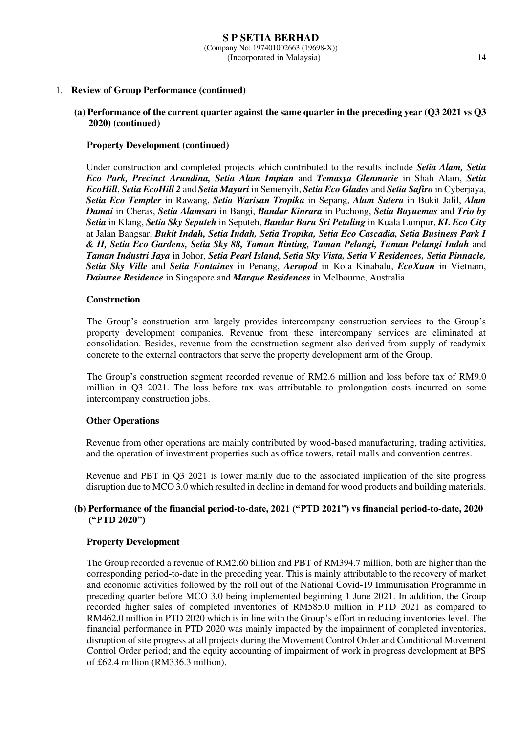1. **Review of Group Performance (continued)**

**(a) Performance of the current quarter against the same quarter in the preceding year (Q3 2021 vs Q3 2020) (continued)**

**Property Development (continued)**

Under construction and completed projects which contributed to the results include ***Setia Alam, Setia Eco Park, Precinct Arundina, Setia Alam Impian*** and ***Temasya Glenmarie*** in Shah Alam, ***Setia EcoHill***, ***Setia EcoHill 2*** and ***Setia Mayuri*** in Semenyih, ***Setia Eco Glades*** and ***Setia Safiro*** in Cyberjaya, ***Setia Eco Templer*** in Rawang, ***Setia Warisan Tropika*** in Sepang, ***Alam Sutera*** in Bukit Jalil, ***Alam Damai*** in Cheras, ***Setia Alamsari*** in Bangi, ***Bandar Kinrara*** in Puchong, ***Setia Bayuemas*** and ***Trio by Setia*** in Klang, ***Setia Sky Seputeh*** in Seputeh, ***Bandar Baru Sri Petaling*** in Kuala Lumpur, ***KL Eco City*** at Jalan Bangsar, ***Bukit Indah, Setia Indah, Setia Tropika, Setia Eco Cascadia, Setia Business Park I & II, Setia Eco Gardens, Setia Sky 88, Taman Rinting, Taman Pelangi, Taman Pelangi Indah*** and ***Taman Industri Jaya*** in Johor, ***Setia Pearl Island, Setia Sky Vista, Setia V Residences, Setia Pinnacle, Setia Sky Ville*** and ***Setia Fontaines*** in Penang, ***Aeropod*** in Kota Kinabalu, ***EcoXuan*** in Vietnam, ***Daintree Residence*** in Singapore and ***Marque Residences*** in Melbourne, Australia.

**Construction**

The Group's construction arm largely provides intercompany construction services to the Group's property development companies. Revenue from these intercompany services are eliminated at consolidation. Besides, revenue from the construction segment also derived from supply of readymix concrete to the external contractors that serve the property development arm of the Group.

The Group's construction segment recorded revenue of RM2.6 million and loss before tax of RM9.0 million in Q3 2021. The loss before tax was attributable to prolongation costs incurred on some intercompany construction jobs.

**Other Operations**

Revenue from other operations are mainly contributed by wood-based manufacturing, trading activities, and the operation of investment properties such as office towers, retail malls and convention centres.

Revenue and PBT in Q3 2021 is lower mainly due to the associated implication of the site progress disruption due to MCO 3.0 which resulted in decline in demand for wood products and building materials.

**(b) Performance of the financial period-to-date, 2021 ("PTD 2021") vs financial period-to-date, 2020 ("PTD 2020")**

**Property Development**

The Group recorded a revenue of RM2.60 billion and PBT of RM394.7 million, both are higher than the corresponding period-to-date in the preceding year. This is mainly attributable to the recovery of market and economic activities followed by the roll out of the National Covid-19 Immunisation Programme in preceding quarter before MCO 3.0 being implemented beginning 1 June 2021. In addition, the Group recorded higher sales of completed inventories of RM585.0 million in PTD 2021 as compared to RM462.0 million in PTD 2020 which is in line with the Group's effort in reducing inventories level. The financial performance in PTD 2020 was mainly impacted by the impairment of completed inventories, disruption of site progress at all projects during the Movement Control Order and Conditional Movement Control Order period; and the equity accounting of impairment of work in progress development at BPS of £62.4 million (RM336.3 million).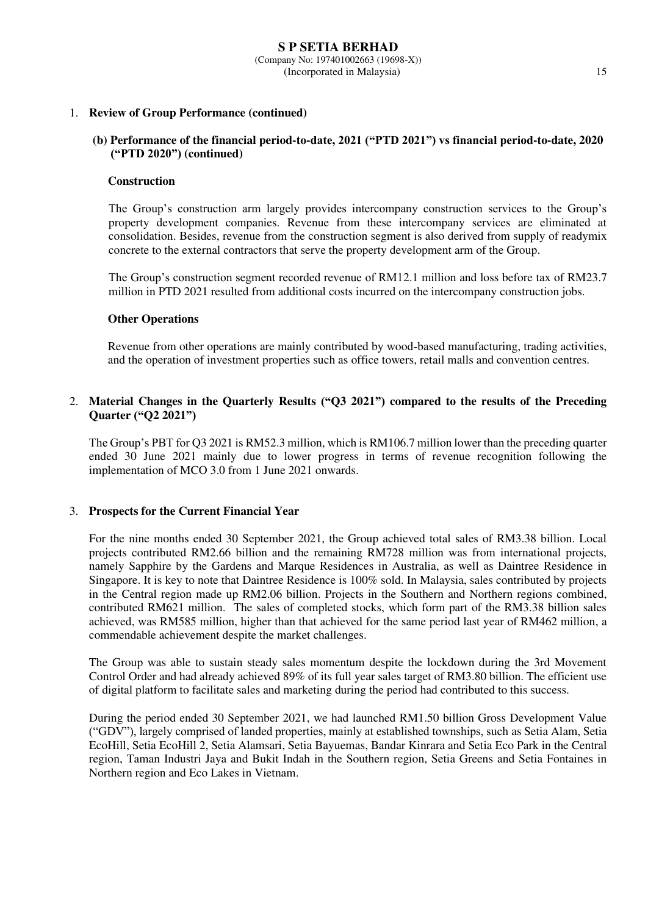1. **Review of Group Performance (continued)**

**(b) Performance of the financial period-to-date, 2021 ("PTD 2021") vs financial period-to-date, 2020 ("PTD 2020") (continued)**

**Construction**

The Group's construction arm largely provides intercompany construction services to the Group's property development companies. Revenue from these intercompany services are eliminated at consolidation. Besides, revenue from the construction segment is also derived from supply of readymix concrete to the external contractors that serve the property development arm of the Group.

The Group's construction segment recorded revenue of RM12.1 million and loss before tax of RM23.7 million in PTD 2021 resulted from additional costs incurred on the intercompany construction jobs.

**Other Operations**

Revenue from other operations are mainly contributed by wood-based manufacturing, trading activities, and the operation of investment properties such as office towers, retail malls and convention centres.

2. **Material Changes in the Quarterly Results ("Q3 2021") compared to the results of the Preceding Quarter ("Q2 2021")**

The Group's PBT for Q3 2021 is RM52.3 million, which is RM106.7 million lower than the preceding quarter ended 30 June 2021 mainly due to lower progress in terms of revenue recognition following the implementation of MCO 3.0 from 1 June 2021 onwards.

3. **Prospects for the Current Financial Year**

For the nine months ended 30 September 2021, the Group achieved total sales of RM3.38 billion. Local projects contributed RM2.66 billion and the remaining RM728 million was from international projects, namely Sapphire by the Gardens and Marque Residences in Australia, as well as Daintree Residence in Singapore. It is key to note that Daintree Residence is 100% sold. In Malaysia, sales contributed by projects in the Central region made up RM2.06 billion. Projects in the Southern and Northern regions combined, contributed RM621 million. The sales of completed stocks, which form part of the RM3.38 billion sales achieved, was RM585 million, higher than that achieved for the same period last year of RM462 million, a commendable achievement despite the market challenges.

The Group was able to sustain steady sales momentum despite the lockdown during the 3rd Movement Control Order and had already achieved 89% of its full year sales target of RM3.80 billion. The efficient use of digital platform to facilitate sales and marketing during the period had contributed to this success.

During the period ended 30 September 2021, we had launched RM1.50 billion Gross Development Value ("GDV"), largely comprised of landed properties, mainly at established townships, such as Setia Alam, Setia EcoHill, Setia EcoHill 2, Setia Alamsari, Setia Bayuemas, Bandar Kinrara and Setia Eco Park in the Central region, Taman Industri Jaya and Bukit Indah in the Southern region, Setia Greens and Setia Fontaines in Northern region and Eco Lakes in Vietnam.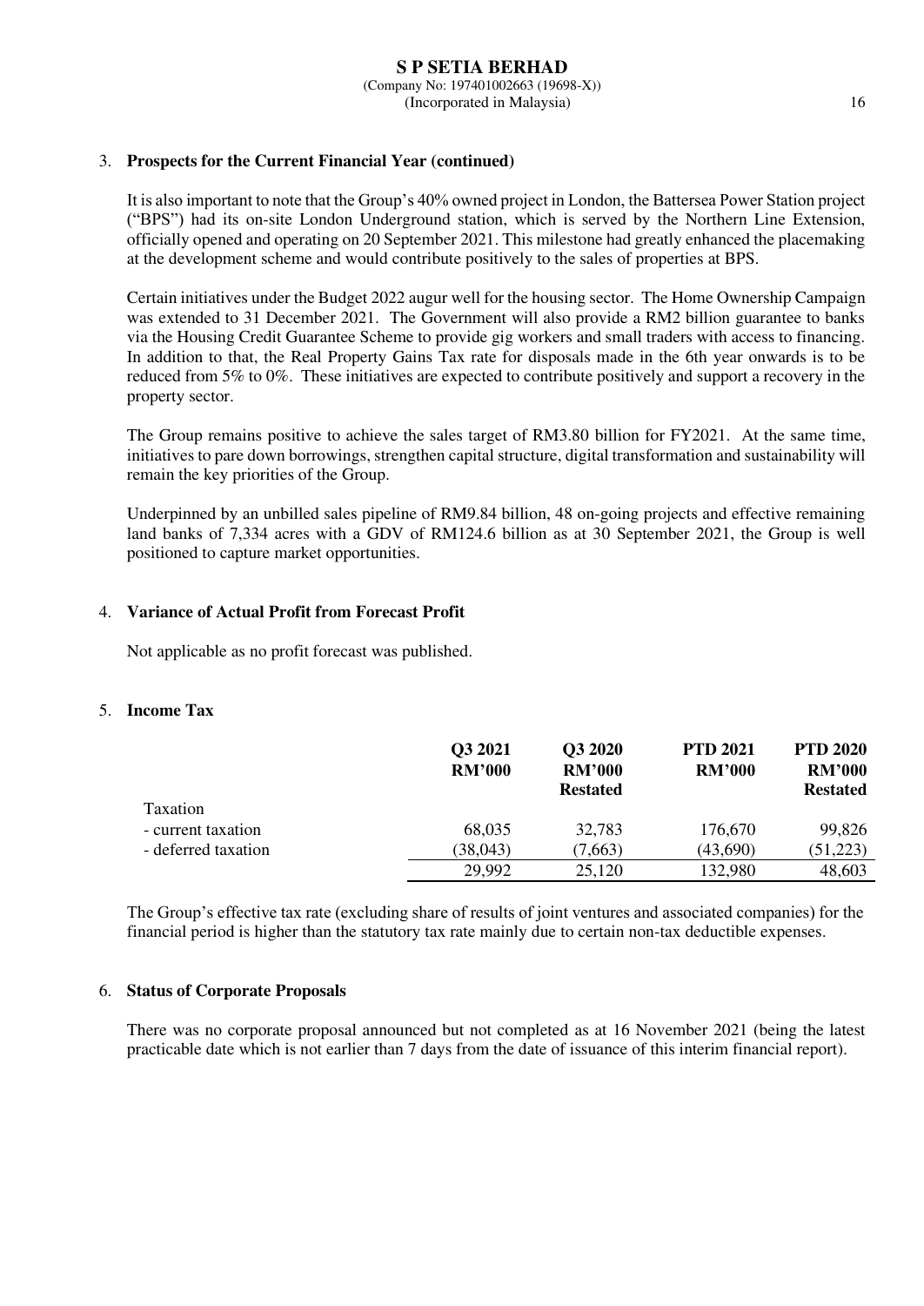### 3. Prospects for the Current Financial Year (continued)

It is also important to note that the Group's 40% owned project in London, the Battersea Power Station project ("BPS") had its on-site London Underground station, which is served by the Northern Line Extension, officially opened and operating on 20 September 2021. This milestone had greatly enhanced the placemaking at the development scheme and would contribute positively to the sales of properties at BPS.

Certain initiatives under the Budget 2022 augur well for the housing sector. The Home Ownership Campaign was extended to 31 December 2021. The Government will also provide a RM2 billion guarantee to banks via the Housing Credit Guarantee Scheme to provide gig workers and small traders with access to financing. In addition to that, the Real Property Gains Tax rate for disposals made in the 6th year onwards is to be reduced from 5% to 0%. These initiatives are expected to contribute positively and support a recovery in the property sector.

The Group remains positive to achieve the sales target of RM3.80 billion for FY2021. At the same time, initiatives to pare down borrowings, strengthen capital structure, digital transformation and sustainability will remain the key priorities of the Group.

Underpinned by an unbilled sales pipeline of RM9.84 billion, 48 on-going projects and effective remaining land banks of 7,334 acres with a GDV of RM124.6 billion as at 30 September 2021, the Group is well positioned to capture market opportunities.

### 4. Variance of Actual Profit from Forecast Profit

Not applicable as no profit forecast was published.

### 5. Income Tax

| | Q3 2021 RM'000 | Q3 2020 RM'000 Restated | PTD 2021 RM'000 | PTD 2020 RM'000 Restated |
|---|---|---|---|---|
| Taxation | | | | |
| - current taxation | 68,035 | 32,783 | 176,670 | 99,826 |
| - deferred taxation | (38,043) | (7,663) | (43,690) | (51,223) |
| | 29,992 | 25,120 | 132,980 | 48,603 |

The Group's effective tax rate (excluding share of results of joint ventures and associated companies) for the financial period is higher than the statutory tax rate mainly due to certain non-tax deductible expenses.

### 6. Status of Corporate Proposals

There was no corporate proposal announced but not completed as at 16 November 2021 (being the latest practicable date which is not earlier than 7 days from the date of issuance of this interim financial report).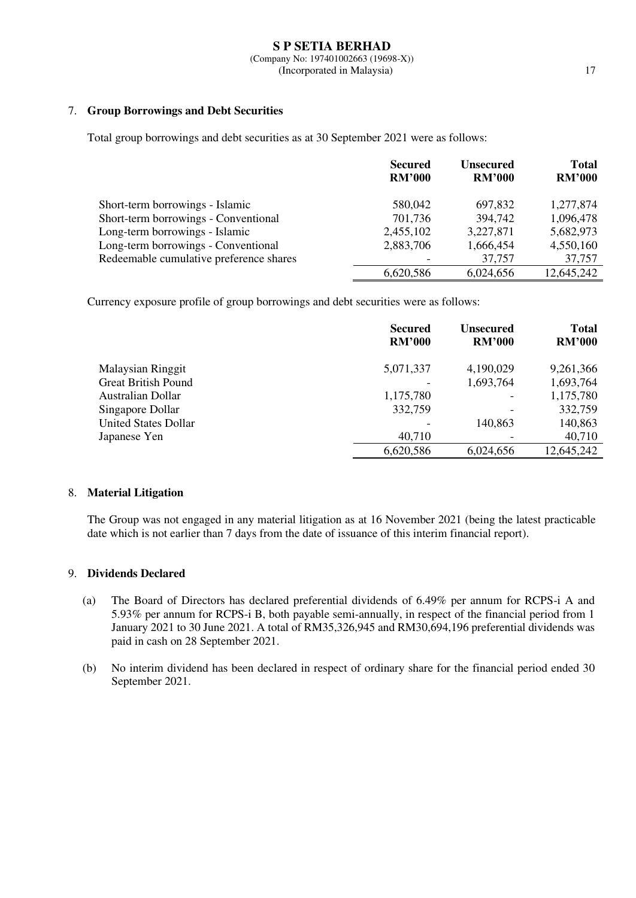## 7. Group Borrowings and Debt Securities

Total group borrowings and debt securities as at 30 September 2021 were as follows:

| | Secured RM'000 | Unsecured RM'000 | Total RM'000 |
|---|---|---|---|
| Short-term borrowings - Islamic | 580,042 | 697,832 | 1,277,874 |
| Short-term borrowings - Conventional | 701,736 | 394,742 | 1,096,478 |
| Long-term borrowings - Islamic | 2,455,102 | 3,227,871 | 5,682,973 |
| Long-term borrowings - Conventional | 2,883,706 | 1,666,454 | 4,550,160 |
| Redeemable cumulative preference shares | - | 37,757 | 37,757 |
| | 6,620,586 | 6,024,656 | 12,645,242 |

Currency exposure profile of group borrowings and debt securities were as follows:

| | Secured RM'000 | Unsecured RM'000 | Total RM'000 |
|---|---|---|---|
| Malaysian Ringgit | 5,071,337 | 4,190,029 | 9,261,366 |
| Great British Pound | - | 1,693,764 | 1,693,764 |
| Australian Dollar | 1,175,780 | - | 1,175,780 |
| Singapore Dollar | 332,759 | - | 332,759 |
| United States Dollar | - | 140,863 | 140,863 |
| Japanese Yen | 40,710 | - | 40,710 |
| | 6,620,586 | 6,024,656 | 12,645,242 |

## 8. Material Litigation

The Group was not engaged in any material litigation as at 16 November 2021 (being the latest practicable date which is not earlier than 7 days from the date of issuance of this interim financial report).

## 9. Dividends Declared

(a) The Board of Directors has declared preferential dividends of 6.49% per annum for RCPS-i A and 5.93% per annum for RCPS-i B, both payable semi-annually, in respect of the financial period from 1 January 2021 to 30 June 2021. A total of RM35,326,945 and RM30,694,196 preferential dividends was paid in cash on 28 September 2021.

(b) No interim dividend has been declared in respect of ordinary share for the financial period ended 30 September 2021.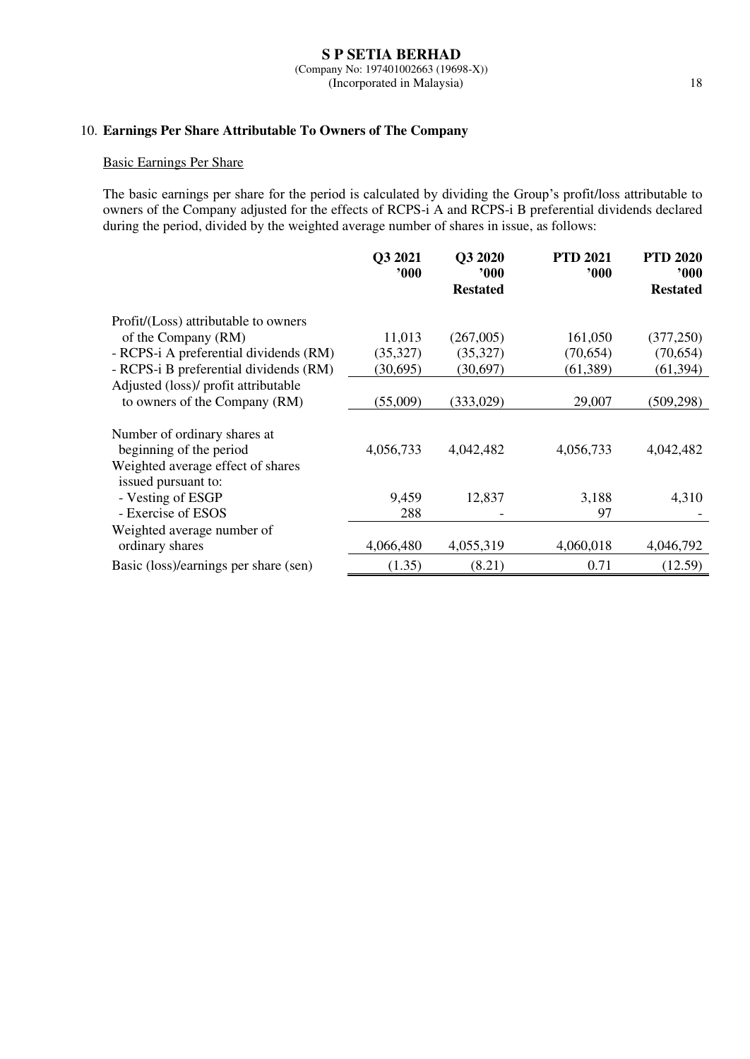## 10. **Earnings Per Share Attributable To Owners of The Company**

<u>Basic Earnings Per Share</u>

The basic earnings per share for the period is calculated by dividing the Group's profit/loss attributable to owners of the Company adjusted for the effects of RCPS-i A and RCPS-i B preferential dividends declared during the period, divided by the weighted average number of shares in issue, as follows:

| | Q3 2021<br>'000 | Q3 2020<br>'000<br>Restated | PTD 2021<br>'000 | PTD 2020<br>'000<br>Restated |
|---|---|---|---|---|
| Profit/(Loss) attributable to owners of the Company (RM) | 11,013 | (267,005) | 161,050 | (377,250) |
| - RCPS-i A preferential dividends (RM) | (35,327) | (35,327) | (70,654) | (70,654) |
| - RCPS-i B preferential dividends (RM) | (30,695) | (30,697) | (61,389) | (61,394) |
| Adjusted (loss)/ profit attributable to owners of the Company (RM) | (55,009) | (333,029) | 29,007 | (509,298) |
| | | | | |
| Number of ordinary shares at beginning of the period | 4,056,733 | 4,042,482 | 4,056,733 | 4,042,482 |
| Weighted average effect of shares issued pursuant to: | | | | |
| - Vesting of ESGP | 9,459 | 12,837 | 3,188 | 4,310 |
| - Exercise of ESOS | 288 | - | 97 | - |
| Weighted average number of ordinary shares | 4,066,480 | 4,055,319 | 4,060,018 | 4,046,792 |
| Basic (loss)/earnings per share (sen) | (1.35) | (8.21) | 0.71 | (12.59) |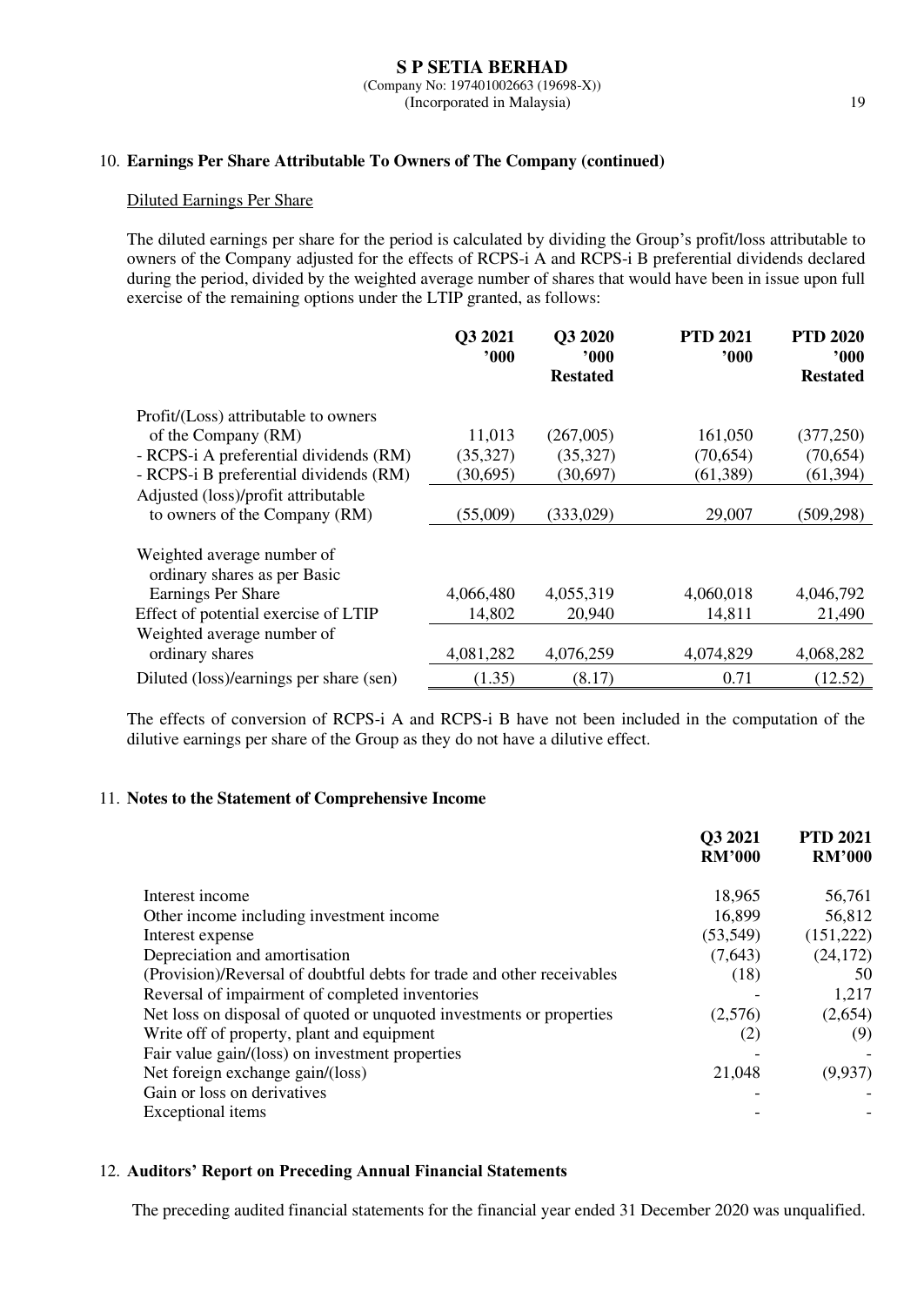## 10. Earnings Per Share Attributable To Owners of The Company (continued)

Diluted Earnings Per Share

The diluted earnings per share for the period is calculated by dividing the Group's profit/loss attributable to owners of the Company adjusted for the effects of RCPS-i A and RCPS-i B preferential dividends declared during the period, divided by the weighted average number of shares that would have been in issue upon full exercise of the remaining options under the LTIP granted, as follows:

| | Q3 2021 '000 | Q3 2020 '000 Restated | PTD 2021 '000 | PTD 2020 '000 Restated |
|---|---|---|---|---|
| Profit/(Loss) attributable to owners of the Company (RM) | 11,013 | (267,005) | 161,050 | (377,250) |
| - RCPS-i A preferential dividends (RM) | (35,327) | (35,327) | (70,654) | (70,654) |
| - RCPS-i B preferential dividends (RM) | (30,695) | (30,697) | (61,389) | (61,394) |
| Adjusted (loss)/profit attributable to owners of the Company (RM) | (55,009) | (333,029) | 29,007 | (509,298) |
| Weighted average number of ordinary shares as per Basic Earnings Per Share | 4,066,480 | 4,055,319 | 4,060,018 | 4,046,792 |
| Effect of potential exercise of LTIP | 14,802 | 20,940 | 14,811 | 21,490 |
| Weighted average number of ordinary shares | 4,081,282 | 4,076,259 | 4,074,829 | 4,068,282 |
| Diluted (loss)/earnings per share (sen) | (1.35) | (8.17) | 0.71 | (12.52) |

The effects of conversion of RCPS-i A and RCPS-i B have not been included in the computation of the dilutive earnings per share of the Group as they do not have a dilutive effect.

## 11. Notes to the Statement of Comprehensive Income

| | Q3 2021 RM'000 | PTD 2021 RM'000 |
|---|---|---|
| Interest income | 18,965 | 56,761 |
| Other income including investment income | 16,899 | 56,812 |
| Interest expense | (53,549) | (151,222) |
| Depreciation and amortisation | (7,643) | (24,172) |
| (Provision)/Reversal of doubtful debts for trade and other receivables | (18) | 50 |
| Reversal of impairment of completed inventories | - | 1,217 |
| Net loss on disposal of quoted or unquoted investments or properties | (2,576) | (2,654) |
| Write off of property, plant and equipment | (2) | (9) |
| Fair value gain/(loss) on investment properties | - | - |
| Net foreign exchange gain/(loss) | 21,048 | (9,937) |
| Gain or loss on derivatives | - | - |
| Exceptional items | - | - |

## 12. Auditors' Report on Preceding Annual Financial Statements

The preceding audited financial statements for the financial year ended 31 December 2020 was unqualified.